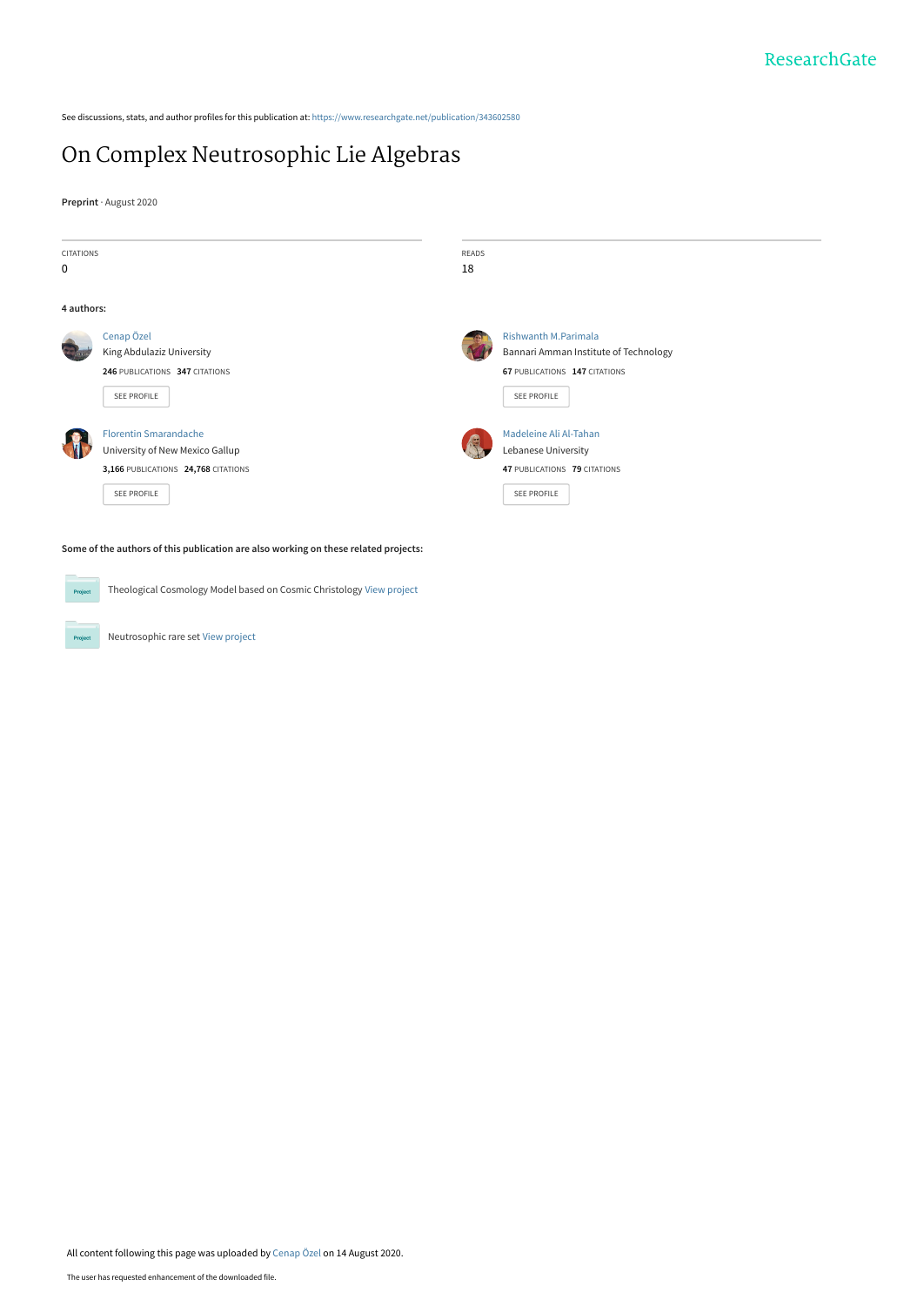See discussions, stats, and author profiles for this publication at: https://www.researchgate.net/publication/343602580

# On Complex Neutrosophic Lie Algebras

**Preprint** · August 2020

| CITATIONS | READS |
| --- | --- |
| 0 | 18 |

**4 authors:**

**Cenap Özel**
King Abdulaziz University
**246** PUBLICATIONS **347** CITATIONS
SEE PROFILE

**Rishwanth M.Parimala**
Bannari Amman Institute of Technology
**67** PUBLICATIONS **147** CITATIONS
SEE PROFILE

**Florentin Smarandache**
University of New Mexico Gallup
**3,166** PUBLICATIONS **24,768** CITATIONS
SEE PROFILE

**Madeleine Ali Al-Tahan**
Lebanese University
**47** PUBLICATIONS **79** CITATIONS
SEE PROFILE

**Some of the authors of this publication are also working on these related projects:**

Theological Cosmology Model based on Cosmic Christology View project

Neutrosophic rare set View project

All content following this page was uploaded by Cenap Özel on 14 August 2020.

The user has requested enhancement of the downloaded file.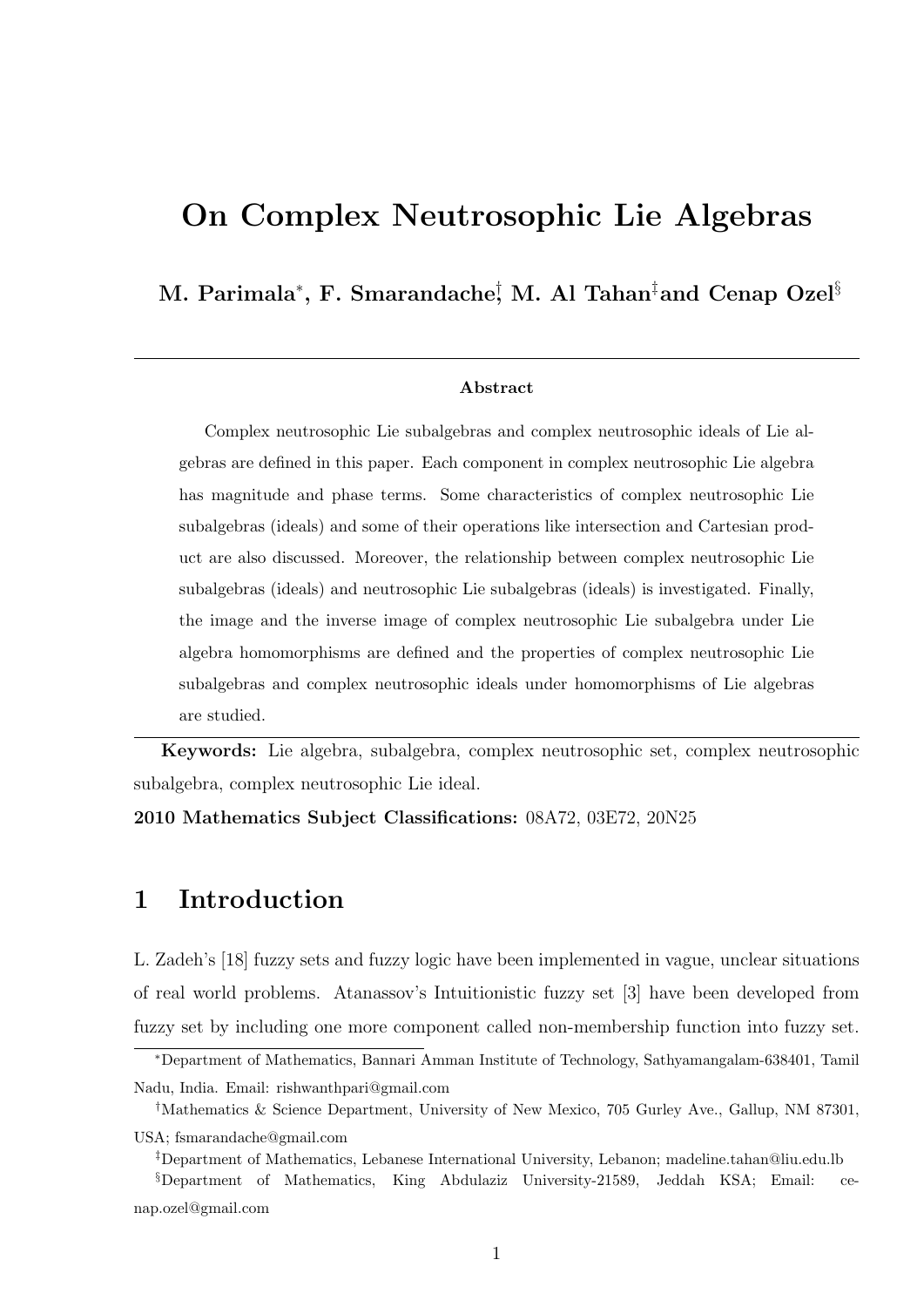# On Complex Neutrosophic Lie Algebras

**M. Parimala***, **F. Smarandache**†, **M. Al Tahan**‡ **and Cenap Ozel**§

---

**Abstract**

Complex neutrosophic Lie subalgebras and complex neutrosophic ideals of Lie algebras are defined in this paper. Each component in complex neutrosophic Lie algebra has magnitude and phase terms. Some characteristics of complex neutrosophic Lie subalgebras (ideals) and some of their operations like intersection and Cartesian product are also discussed. Moreover, the relationship between complex neutrosophic Lie subalgebras (ideals) and neutrosophic Lie subalgebras (ideals) is investigated. Finally, the image and the inverse image of complex neutrosophic Lie subalgebra under Lie algebra homomorphisms are defined and the properties of complex neutrosophic Lie subalgebras and complex neutrosophic ideals under homomorphisms of Lie algebras are studied.

---

**Keywords:** Lie algebra, subalgebra, complex neutrosophic set, complex neutrosophic subalgebra, complex neutrosophic Lie ideal.

**2010 Mathematics Subject Classifications:** 08A72, 03E72, 20N25

## 1 Introduction

L. Zadeh's [18] fuzzy sets and fuzzy logic have been implemented in vague, unclear situations of real world problems. Atanassov's Intuitionistic fuzzy set [3] have been developed from fuzzy set by including one more component called non-membership function into fuzzy set.

---

*Department of Mathematics, Bannari Amman Institute of Technology, Sathyamangalam-638401, Tamil Nadu, India. Email: rishwanthpari@gmail.com

†Mathematics & Science Department, University of New Mexico, 705 Gurley Ave., Gallup, NM 87301, USA; fsmarandache@gmail.com

‡Department of Mathematics, Lebanese International University, Lebanon; madeline.tahan@liu.edu.lb

§Department of Mathematics, King Abdulaziz University-21589, Jeddah KSA; Email: cenap.ozel@gmail.com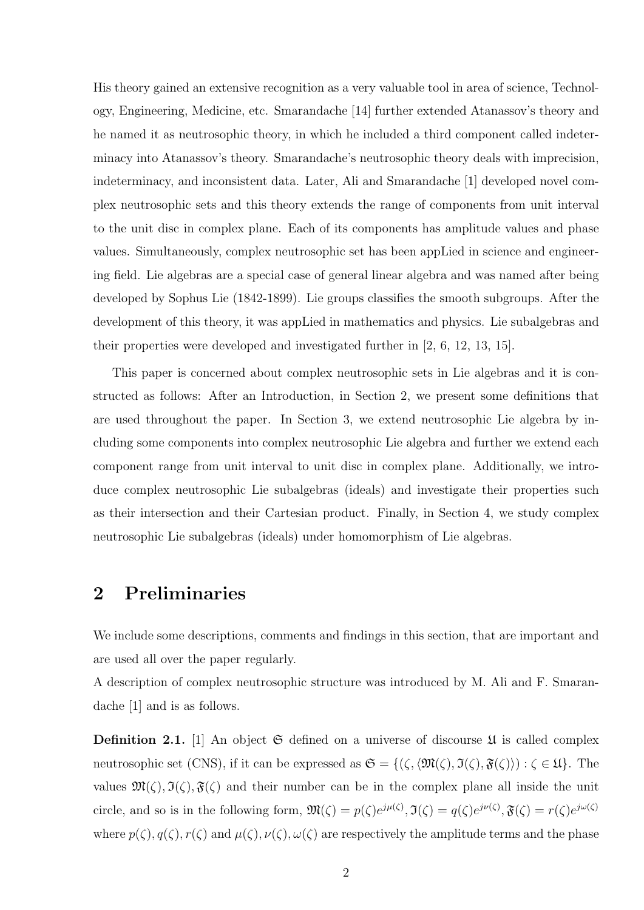His theory gained an extensive recognition as a very valuable tool in area of science, Technology, Engineering, Medicine, etc. Smarandache [14] further extended Atanassov's theory and he named it as neutrosophic theory, in which he included a third component called indeterminacy into Atanassov's theory. Smarandache's neutrosophic theory deals with imprecision, indeterminacy, and inconsistent data. Later, Ali and Smarandache [1] developed novel complex neutrosophic sets and this theory extends the range of components from unit interval to the unit disc in complex plane. Each of its components has amplitude values and phase values. Simultaneously, complex neutrosophic set has been appLied in science and engineering field. Lie algebras are a special case of general linear algebra and was named after being developed by Sophus Lie (1842-1899). Lie groups classifies the smooth subgroups. After the development of this theory, it was appLied in mathematics and physics. Lie subalgebras and their properties were developed and investigated further in [2, 6, 12, 13, 15].

This paper is concerned about complex neutrosophic sets in Lie algebras and it is constructed as follows: After an Introduction, in Section 2, we present some definitions that are used throughout the paper. In Section 3, we extend neutrosophic Lie algebra by including some components into complex neutrosophic Lie algebra and further we extend each component range from unit interval to unit disc in complex plane. Additionally, we introduce complex neutrosophic Lie subalgebras (ideals) and investigate their properties such as their intersection and their Cartesian product. Finally, in Section 4, we study complex neutrosophic Lie subalgebras (ideals) under homomorphism of Lie algebras.

## 2 Preliminaries

We include some descriptions, comments and findings in this section, that are important and are used all over the paper regularly.

A description of complex neutrosophic structure was introduced by M. Ali and F. Smarandache [1] and is as follows.

**Definition 2.1.** [1] An object $\mathfrak{S}$ defined on a universe of discourse $\mathfrak{U}$ is called complex neutrosophic set (CNS), if it can be expressed as $\mathfrak{S} = \{(\zeta, \langle \mathfrak{M}(\zeta), \mathfrak{I}(\zeta), \mathfrak{F}(\zeta)\rangle) : \zeta \in \mathfrak{U}\}$. The values $\mathfrak{M}(\zeta), \mathfrak{I}(\zeta), \mathfrak{F}(\zeta)$ and their number can be in the complex plane all inside the unit circle, and so is in the following form, $\mathfrak{M}(\zeta) = p(\zeta)e^{j\mu(\zeta)}, \mathfrak{I}(\zeta) = q(\zeta)e^{j\nu(\zeta)}, \mathfrak{F}(\zeta) = r(\zeta)e^{j\omega(\zeta)}$ where $p(\zeta), q(\zeta), r(\zeta)$ and $\mu(\zeta), \nu(\zeta), \omega(\zeta)$ are respectively the amplitude terms and the phase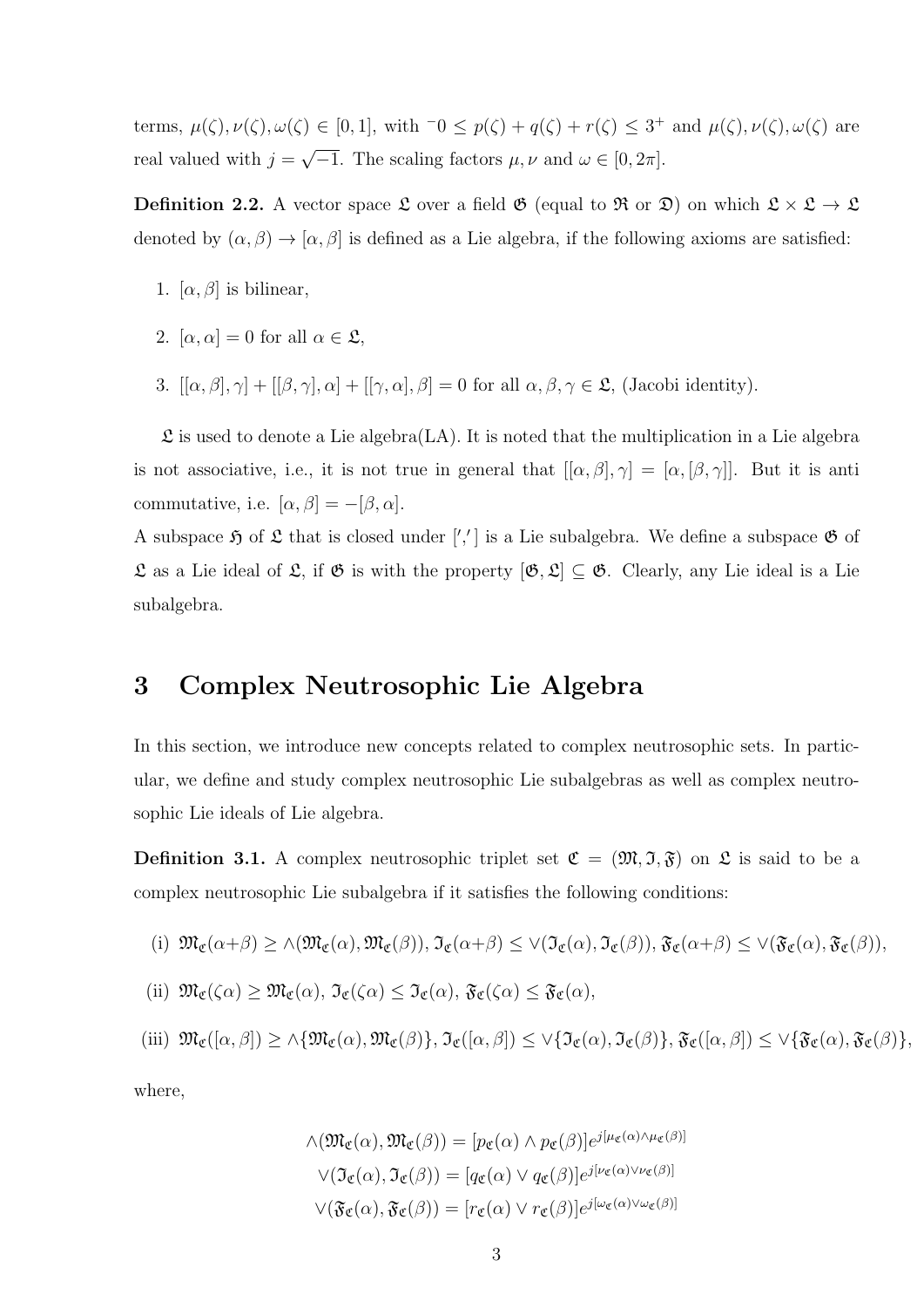terms, $\mu(\zeta), \nu(\zeta), \omega(\zeta) \in [0, 1]$, with $^-0 \leq p(\zeta) + q(\zeta) + r(\zeta) \leq 3^+$ and $\mu(\zeta), \nu(\zeta), \omega(\zeta)$ are real valued with $j = \sqrt{-1}$. The scaling factors $\mu, \nu$ and $\omega \in [0, 2\pi]$.

**Definition 2.2.** A vector space $\mathfrak{L}$ over a field $\mathfrak{G}$ (equal to $\mathfrak{R}$ or $\mathfrak{D}$) on which $\mathfrak{L} \times \mathfrak{L} \to \mathfrak{L}$ denoted by $(\alpha, \beta) \to [\alpha, \beta]$ is defined as a Lie algebra, if the following axioms are satisfied:

1. $[\alpha, \beta]$ is bilinear,
2. $[\alpha, \alpha] = 0$ for all $\alpha \in \mathfrak{L}$,
3. $[[\alpha, \beta], \gamma] + [[\beta, \gamma], \alpha] + [[\gamma, \alpha], \beta] = 0$ for all $\alpha, \beta, \gamma \in \mathfrak{L}$, (Jacobi identity).

$\mathfrak{L}$ is used to denote a Lie algebra(LA). It is noted that the multiplication in a Lie algebra is not associative, i.e., it is not true in general that $[[\alpha, \beta], \gamma] = [\alpha, [\beta, \gamma]]$. But it is anti commutative, i.e. $[\alpha, \beta] = -[\beta, \alpha]$.

A subspace $\mathfrak{H}$ of $\mathfrak{L}$ that is closed under $[', ']$ is a Lie subalgebra. We define a subspace $\mathfrak{G}$ of $\mathfrak{L}$ as a Lie ideal of $\mathfrak{L}$, if $\mathfrak{G}$ is with the property $[\mathfrak{G}, \mathfrak{L}] \subseteq \mathfrak{G}$. Clearly, any Lie ideal is a Lie subalgebra.

# 3 Complex Neutrosophic Lie Algebra

In this section, we introduce new concepts related to complex neutrosophic sets. In particular, we define and study complex neutrosophic Lie subalgebras as well as complex neutrosophic Lie ideals of Lie algebra.

**Definition 3.1.** A complex neutrosophic triplet set $\mathfrak{C} = (\mathfrak{M}, \mathfrak{I}, \mathfrak{F})$ on $\mathfrak{L}$ is said to be a complex neutrosophic Lie subalgebra if it satisfies the following conditions:

(i) $\mathfrak{M}_\mathfrak{C}(\alpha+\beta) \geq \wedge(\mathfrak{M}_\mathfrak{C}(\alpha), \mathfrak{M}_\mathfrak{C}(\beta))$, $\mathfrak{I}_\mathfrak{C}(\alpha+\beta) \leq \vee(\mathfrak{I}_\mathfrak{C}(\alpha), \mathfrak{I}_\mathfrak{C}(\beta))$, $\mathfrak{F}_\mathfrak{C}(\alpha+\beta) \leq \vee(\mathfrak{F}_\mathfrak{C}(\alpha), \mathfrak{F}_\mathfrak{C}(\beta))$,

(ii) $\mathfrak{M}_\mathfrak{C}(\zeta\alpha) \geq \mathfrak{M}_\mathfrak{C}(\alpha)$, $\mathfrak{I}_\mathfrak{C}(\zeta\alpha) \leq \mathfrak{I}_\mathfrak{C}(\alpha)$, $\mathfrak{F}_\mathfrak{C}(\zeta\alpha) \leq \mathfrak{F}_\mathfrak{C}(\alpha)$,

(iii) $\mathfrak{M}_\mathfrak{C}([\alpha, \beta]) \geq \wedge\{\mathfrak{M}_\mathfrak{C}(\alpha), \mathfrak{M}_\mathfrak{C}(\beta)\}$, $\mathfrak{I}_\mathfrak{C}([\alpha, \beta]) \leq \vee\{\mathfrak{I}_\mathfrak{C}(\alpha), \mathfrak{I}_\mathfrak{C}(\beta)\}$, $\mathfrak{F}_\mathfrak{C}([\alpha, \beta]) \leq \vee\{\mathfrak{F}_\mathfrak{C}(\alpha), \mathfrak{F}_\mathfrak{C}(\beta)\}$,

where,

$$\wedge(\mathfrak{M}_\mathfrak{C}(\alpha), \mathfrak{M}_\mathfrak{C}(\beta)) = [p_\mathfrak{C}(\alpha) \wedge p_\mathfrak{C}(\beta)]e^{j[\mu_\mathfrak{C}(\alpha) \wedge \mu_\mathfrak{C}(\beta)]}$$
$$\vee(\mathfrak{I}_\mathfrak{C}(\alpha), \mathfrak{I}_\mathfrak{C}(\beta)) = [q_\mathfrak{C}(\alpha) \vee q_\mathfrak{C}(\beta)]e^{j[\nu_\mathfrak{C}(\alpha) \vee \nu_\mathfrak{C}(\beta)]}$$
$$\vee(\mathfrak{F}_\mathfrak{C}(\alpha), \mathfrak{F}_\mathfrak{C}(\beta)) = [r_\mathfrak{C}(\alpha) \vee r_\mathfrak{C}(\beta)]e^{j[\omega_\mathfrak{C}(\alpha) \vee \omega_\mathfrak{C}(\beta)]}$$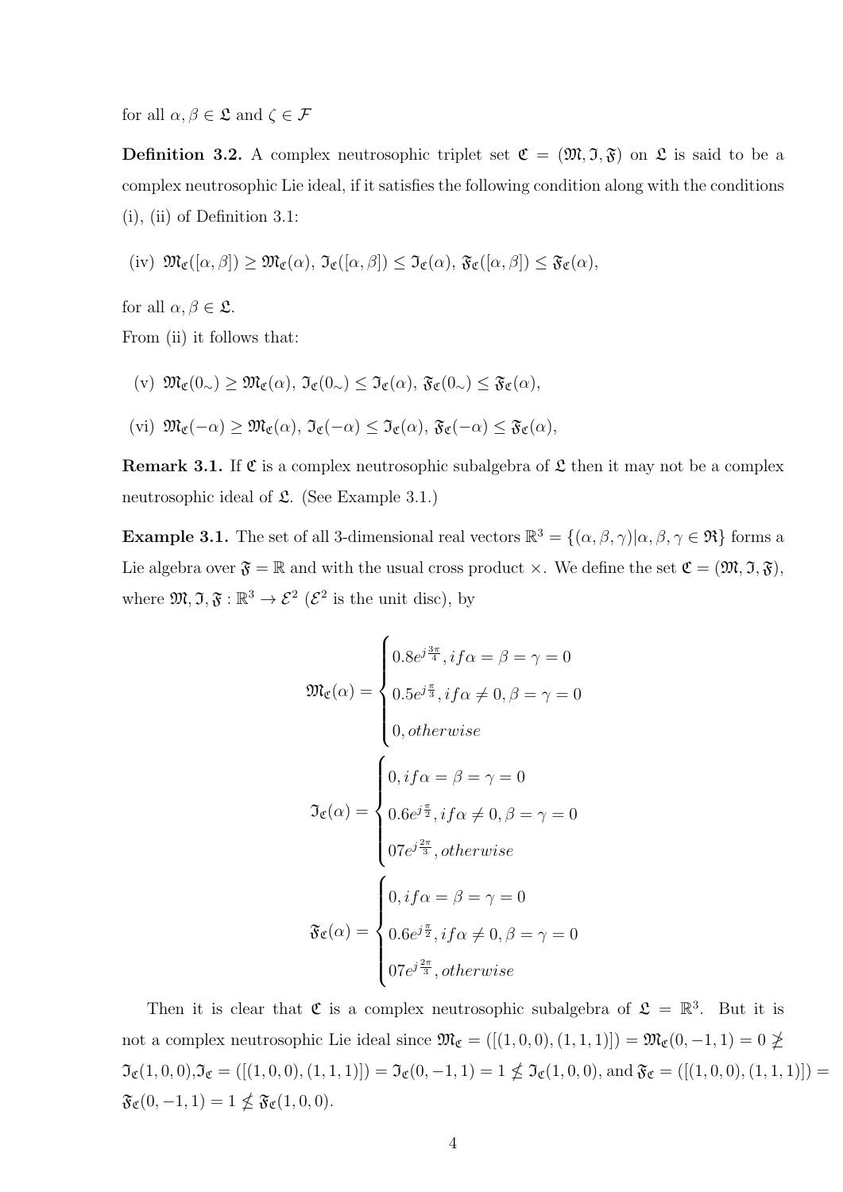for all $\alpha, \beta \in \mathfrak{L}$ and $\zeta \in \mathcal{F}$

**Definition 3.2.** A complex neutrosophic triplet set $\mathfrak{C} = (\mathfrak{M}, \mathfrak{I}, \mathfrak{F})$ on $\mathfrak{L}$ is said to be a complex neutrosophic Lie ideal, if it satisfies the following condition along with the conditions (i), (ii) of Definition 3.1:

(iv) $\mathfrak{M}_\mathfrak{C}([\alpha, \beta]) \geq \mathfrak{M}_\mathfrak{C}(\alpha)$, $\mathfrak{I}_\mathfrak{C}([\alpha, \beta]) \leq \mathfrak{I}_\mathfrak{C}(\alpha)$, $\mathfrak{F}_\mathfrak{C}([\alpha, \beta]) \leq \mathfrak{F}_\mathfrak{C}(\alpha)$,

for all $\alpha, \beta \in \mathfrak{L}$.
From (ii) it follows that:

(v) $\mathfrak{M}_\mathfrak{C}(0_\sim) \geq \mathfrak{M}_\mathfrak{C}(\alpha)$, $\mathfrak{I}_\mathfrak{C}(0_\sim) \leq \mathfrak{I}_\mathfrak{C}(\alpha)$, $\mathfrak{F}_\mathfrak{C}(0_\sim) \leq \mathfrak{F}_\mathfrak{C}(\alpha)$,

(vi) $\mathfrak{M}_\mathfrak{C}(-\alpha) \geq \mathfrak{M}_\mathfrak{C}(\alpha)$, $\mathfrak{I}_\mathfrak{C}(-\alpha) \leq \mathfrak{I}_\mathfrak{C}(\alpha)$, $\mathfrak{F}_\mathfrak{C}(-\alpha) \leq \mathfrak{F}_\mathfrak{C}(\alpha)$,

**Remark 3.1.** If $\mathfrak{C}$ is a complex neutrosophic subalgebra of $\mathfrak{L}$ then it may not be a complex neutrosophic ideal of $\mathfrak{L}$. (See Example 3.1.)

**Example 3.1.** The set of all 3-dimensional real vectors $\mathbb{R}^3 = \{(\alpha, \beta, \gamma) | \alpha, \beta, \gamma \in \mathfrak{R}\}$ forms a Lie algebra over $\mathfrak{F} = \mathbb{R}$ and with the usual cross product $\times$. We define the set $\mathfrak{C} = (\mathfrak{M}, \mathfrak{I}, \mathfrak{F})$, where $\mathfrak{M}, \mathfrak{I}, \mathfrak{F} : \mathbb{R}^3 \to \mathcal{E}^2$ ($\mathcal{E}^2$ is the unit disc), by

$$\mathfrak{M}_\mathfrak{C}(\alpha) = \begin{cases} 0.8e^{j\frac{3\pi}{4}}, if \alpha = \beta = \gamma = 0 \\ 0.5e^{j\frac{\pi}{3}}, if \alpha \neq 0, \beta = \gamma = 0 \\ 0, otherwise \end{cases}$$

$$\mathfrak{I}_\mathfrak{C}(\alpha) = \begin{cases} 0, if \alpha = \beta = \gamma = 0 \\ 0.6e^{j\frac{\pi}{2}}, if \alpha \neq 0, \beta = \gamma = 0 \\ 07e^{j\frac{2\pi}{3}}, otherwise \end{cases}$$

$$\mathfrak{F}_\mathfrak{C}(\alpha) = \begin{cases} 0, if \alpha = \beta = \gamma = 0 \\ 0.6e^{j\frac{\pi}{2}}, if \alpha \neq 0, \beta = \gamma = 0 \\ 07e^{j\frac{2\pi}{3}}, otherwise \end{cases}$$

Then it is clear that $\mathfrak{C}$ is a complex neutrosophic subalgebra of $\mathfrak{L} = \mathbb{R}^3$. But it is not a complex neutrosophic Lie ideal since $\mathfrak{M}_\mathfrak{C} = ([(1,0,0),(1,1,1)]) = \mathfrak{M}_\mathfrak{C}(0,-1,1) = 0 \not\geq \mathfrak{I}_\mathfrak{C}(1,0,0)$, $\mathfrak{I}_\mathfrak{C} = ([(1,0,0),(1,1,1)]) = \mathfrak{I}_\mathfrak{C}(0,-1,1) = 1 \not\leq \mathfrak{I}_\mathfrak{C}(1,0,0)$, and $\mathfrak{F}_\mathfrak{C} = ([(1,0,0),(1,1,1)]) = \mathfrak{F}_\mathfrak{C}(0,-1,1) = 1 \not\leq \mathfrak{F}_\mathfrak{C}(1,0,0)$.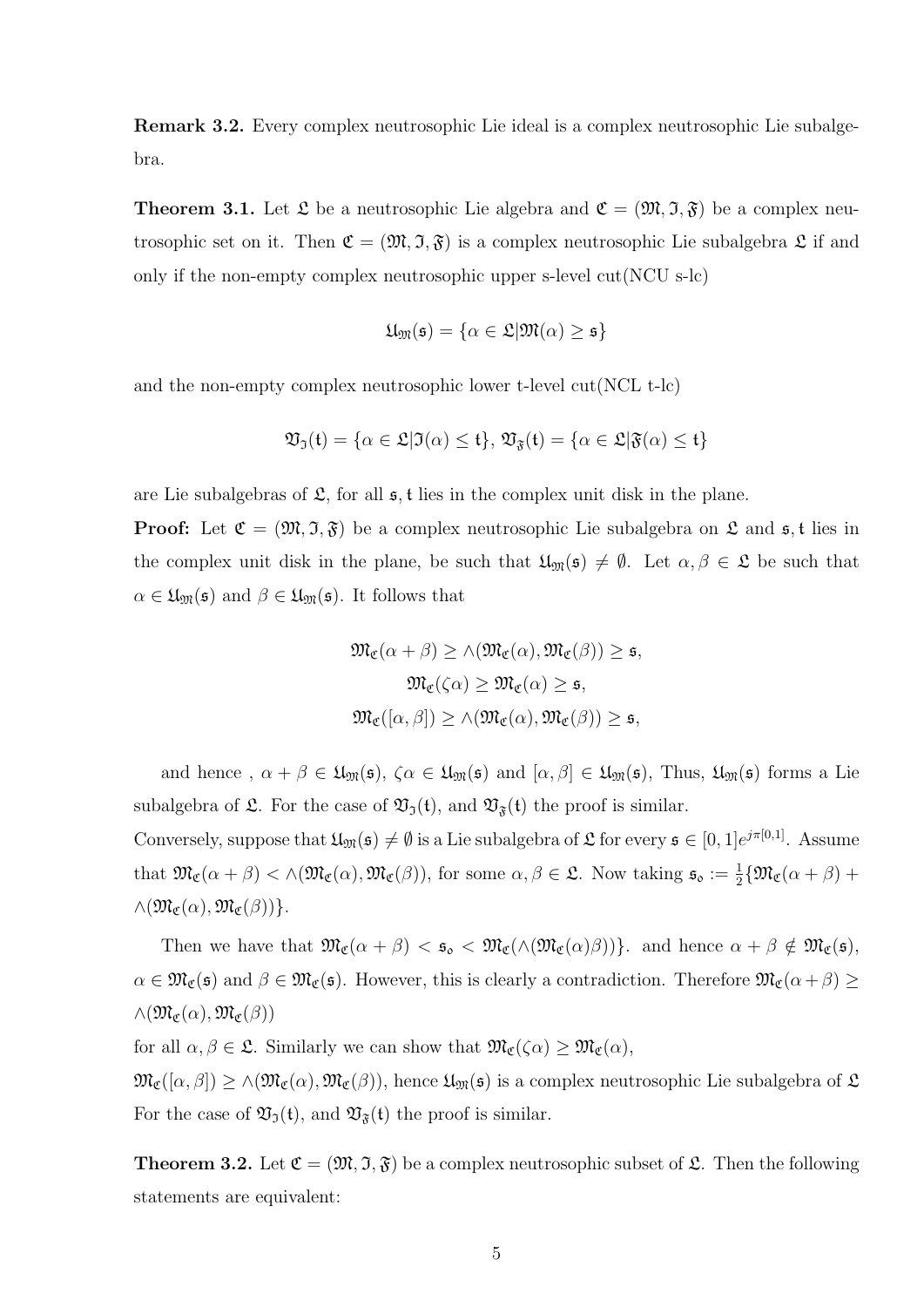**Remark 3.2.** Every complex neutrosophic Lie ideal is a complex neutrosophic Lie subalgebra.

**Theorem 3.1.** Let $\mathfrak{L}$ be a neutrosophic Lie algebra and $\mathfrak{C} = (\mathfrak{M}, \mathfrak{I}, \mathfrak{F})$ be a complex neutrosophic set on it. Then $\mathfrak{C} = (\mathfrak{M}, \mathfrak{I}, \mathfrak{F})$ is a complex neutrosophic Lie subalgebra $\mathfrak{L}$ if and only if the non-empty complex neutrosophic upper s-level cut(NCU s-lc)

$$\mathfrak{U}_{\mathfrak{M}}(\mathfrak{s}) = \{\alpha \in \mathfrak{L} | \mathfrak{M}(\alpha) \geq \mathfrak{s}\}$$

and the non-empty complex neutrosophic lower t-level cut(NCL t-lc)

$$\mathfrak{V}_{\mathfrak{I}}(\mathfrak{t}) = \{\alpha \in \mathfrak{L} | \mathfrak{I}(\alpha) \leq \mathfrak{t}\}, \, \mathfrak{V}_{\mathfrak{F}}(\mathfrak{t}) = \{\alpha \in \mathfrak{L} | \mathfrak{F}(\alpha) \leq \mathfrak{t}\}$$

are Lie subalgebras of $\mathfrak{L}$, for all $\mathfrak{s}, \mathfrak{t}$ lies in the complex unit disk in the plane.

**Proof:** Let $\mathfrak{C} = (\mathfrak{M}, \mathfrak{I}, \mathfrak{F})$ be a complex neutrosophic Lie subalgebra on $\mathfrak{L}$ and $\mathfrak{s}, \mathfrak{t}$ lies in the complex unit disk in the plane, be such that $\mathfrak{U}_{\mathfrak{M}}(\mathfrak{s}) \neq \emptyset$. Let $\alpha, \beta \in \mathfrak{L}$ be such that $\alpha \in \mathfrak{U}_{\mathfrak{M}}(\mathfrak{s})$ and $\beta \in \mathfrak{U}_{\mathfrak{M}}(\mathfrak{s})$. It follows that

$$\mathfrak{M}_{\mathfrak{C}}(\alpha + \beta) \geq \wedge(\mathfrak{M}_{\mathfrak{C}}(\alpha), \mathfrak{M}_{\mathfrak{C}}(\beta)) \geq \mathfrak{s},$$
$$\mathfrak{M}_{\mathfrak{C}}(\zeta\alpha) \geq \mathfrak{M}_{\mathfrak{C}}(\alpha) \geq \mathfrak{s},$$
$$\mathfrak{M}_{\mathfrak{C}}([\alpha, \beta]) \geq \wedge(\mathfrak{M}_{\mathfrak{C}}(\alpha), \mathfrak{M}_{\mathfrak{C}}(\beta)) \geq \mathfrak{s},$$

and hence , $\alpha + \beta \in \mathfrak{U}_{\mathfrak{M}}(\mathfrak{s})$, $\zeta\alpha \in \mathfrak{U}_{\mathfrak{M}}(\mathfrak{s})$ and $[\alpha, \beta] \in \mathfrak{U}_{\mathfrak{M}}(\mathfrak{s})$, Thus, $\mathfrak{U}_{\mathfrak{M}}(\mathfrak{s})$ forms a Lie subalgebra of $\mathfrak{L}$. For the case of $\mathfrak{V}_{\mathfrak{I}}(\mathfrak{t})$, and $\mathfrak{V}_{\mathfrak{F}}(\mathfrak{t})$ the proof is similar.

Conversely, suppose that $\mathfrak{U}_{\mathfrak{M}}(\mathfrak{s}) \neq \emptyset$ is a Lie subalgebra of $\mathfrak{L}$ for every $\mathfrak{s} \in [0,1]e^{j\pi[0,1]}$. Assume that $\mathfrak{M}_{\mathfrak{C}}(\alpha + \beta) < \wedge(\mathfrak{M}_{\mathfrak{C}}(\alpha), \mathfrak{M}_{\mathfrak{C}}(\beta))$, for some $\alpha, \beta \in \mathfrak{L}$. Now taking $\mathfrak{s}_{\mathfrak{o}} := \frac{1}{2}\{\mathfrak{M}_{\mathfrak{C}}(\alpha + \beta) + \wedge(\mathfrak{M}_{\mathfrak{C}}(\alpha), \mathfrak{M}_{\mathfrak{C}}(\beta))\}$.

Then we have that $\mathfrak{M}_{\mathfrak{C}}(\alpha + \beta) < \mathfrak{s}_{\mathfrak{o}} < \mathfrak{M}_{\mathfrak{C}}(\wedge(\mathfrak{M}_{\mathfrak{C}}(\alpha)\beta))\}$. and hence $\alpha + \beta \notin \mathfrak{M}_{\mathfrak{C}}(\mathfrak{s})$, $\alpha \in \mathfrak{M}_{\mathfrak{C}}(\mathfrak{s})$ and $\beta \in \mathfrak{M}_{\mathfrak{C}}(\mathfrak{s})$. However, this is clearly a contradiction. Therefore $\mathfrak{M}_{\mathfrak{C}}(\alpha + \beta) \geq \wedge(\mathfrak{M}_{\mathfrak{C}}(\alpha), \mathfrak{M}_{\mathfrak{C}}(\beta))$

for all $\alpha, \beta \in \mathfrak{L}$. Similarly we can show that $\mathfrak{M}_{\mathfrak{C}}(\zeta\alpha) \geq \mathfrak{M}_{\mathfrak{C}}(\alpha)$, $\mathfrak{M}_{\mathfrak{C}}([\alpha, \beta]) \geq \wedge(\mathfrak{M}_{\mathfrak{C}}(\alpha), \mathfrak{M}_{\mathfrak{C}}(\beta))$, hence $\mathfrak{U}_{\mathfrak{M}}(\mathfrak{s})$ is a complex neutrosophic Lie subalgebra of $\mathfrak{L}$
For the case of $\mathfrak{V}_{\mathfrak{I}}(\mathfrak{t})$, and $\mathfrak{V}_{\mathfrak{F}}(\mathfrak{t})$ the proof is similar.

**Theorem 3.2.** Let $\mathfrak{C} = (\mathfrak{M}, \mathfrak{I}, \mathfrak{F})$ be a complex neutrosophic subset of $\mathfrak{L}$. Then the following statements are equivalent: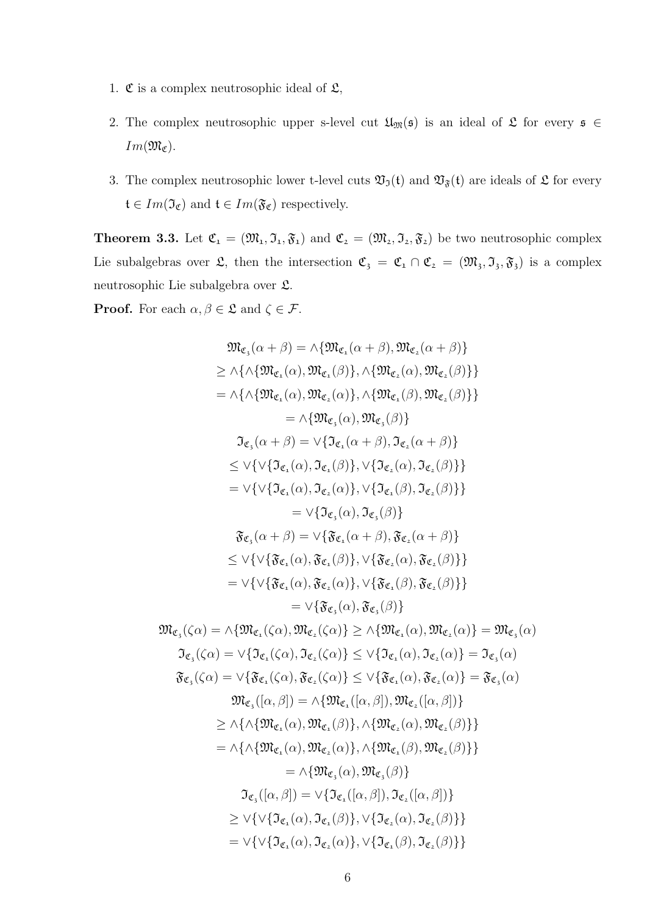1. $\mathfrak{C}$ is a complex neutrosophic ideal of $\mathfrak{L}$,

2. The complex neutrosophic upper s-level cut $\mathfrak{U}_{\mathfrak{M}}(\mathfrak{s})$ is an ideal of $\mathfrak{L}$ for every $\mathfrak{s} \in Im(\mathfrak{M}_{\mathfrak{C}})$.

3. The complex neutrosophic lower t-level cuts $\mathfrak{V}_{\mathfrak{I}}(\mathfrak{t})$ and $\mathfrak{V}_{\mathfrak{F}}(\mathfrak{t})$ are ideals of $\mathfrak{L}$ for every $\mathfrak{t} \in Im(\mathfrak{I}_{\mathfrak{C}})$ and $\mathfrak{t} \in Im(\mathfrak{F}_{\mathfrak{C}})$ respectively.

**Theorem 3.3.** Let $\mathfrak{C}_1 = (\mathfrak{M}_1, \mathfrak{I}_1, \mathfrak{F}_1)$ and $\mathfrak{C}_2 = (\mathfrak{M}_2, \mathfrak{I}_2, \mathfrak{F}_2)$ be two neutrosophic complex Lie subalgebras over $\mathfrak{L}$, then the intersection $\mathfrak{C}_3 = \mathfrak{C}_1 \cap \mathfrak{C}_2 = (\mathfrak{M}_3, \mathfrak{I}_3, \mathfrak{F}_3)$ is a complex neutrosophic Lie subalgebra over $\mathfrak{L}$.

**Proof.** For each $\alpha, \beta \in \mathfrak{L}$ and $\zeta \in \mathcal{F}$.

$$\begin{aligned}
\mathfrak{M}_{\mathfrak{C}_3}(\alpha+\beta) &= \wedge\{\mathfrak{M}_{\mathfrak{C}_1}(\alpha+\beta), \mathfrak{M}_{\mathfrak{C}_2}(\alpha+\beta)\} \\
&\geq \wedge\{\wedge\{\mathfrak{M}_{\mathfrak{C}_1}(\alpha), \mathfrak{M}_{\mathfrak{C}_1}(\beta)\}, \wedge\{\mathfrak{M}_{\mathfrak{C}_2}(\alpha), \mathfrak{M}_{\mathfrak{C}_2}(\beta)\}\} \\
&= \wedge\{\wedge\{\mathfrak{M}_{\mathfrak{C}_1}(\alpha), \mathfrak{M}_{\mathfrak{C}_2}(\alpha)\}, \wedge\{\mathfrak{M}_{\mathfrak{C}_1}(\beta), \mathfrak{M}_{\mathfrak{C}_2}(\beta)\}\} \\
&= \wedge\{\mathfrak{M}_{\mathfrak{C}_3}(\alpha), \mathfrak{M}_{\mathfrak{C}_3}(\beta)\} \\
\mathfrak{I}_{\mathfrak{C}_3}(\alpha+\beta) &= \vee\{\mathfrak{I}_{\mathfrak{C}_1}(\alpha+\beta), \mathfrak{I}_{\mathfrak{C}_2}(\alpha+\beta)\} \\
&\leq \vee\{\vee\{\mathfrak{I}_{\mathfrak{C}_1}(\alpha), \mathfrak{I}_{\mathfrak{C}_1}(\beta)\}, \vee\{\mathfrak{I}_{\mathfrak{C}_2}(\alpha), \mathfrak{I}_{\mathfrak{C}_2}(\beta)\}\} \\
&= \vee\{\vee\{\mathfrak{I}_{\mathfrak{C}_1}(\alpha), \mathfrak{I}_{\mathfrak{C}_2}(\alpha)\}, \vee\{\mathfrak{I}_{\mathfrak{C}_1}(\beta), \mathfrak{I}_{\mathfrak{C}_2}(\beta)\}\} \\
&= \vee\{\mathfrak{I}_{\mathfrak{C}_3}(\alpha), \mathfrak{I}_{\mathfrak{C}_3}(\beta)\} \\
\mathfrak{F}_{\mathfrak{C}_3}(\alpha+\beta) &= \vee\{\mathfrak{F}_{\mathfrak{C}_1}(\alpha+\beta), \mathfrak{F}_{\mathfrak{C}_2}(\alpha+\beta)\} \\
&\leq \vee\{\vee\{\mathfrak{F}_{\mathfrak{C}_1}(\alpha), \mathfrak{F}_{\mathfrak{C}_1}(\beta)\}, \vee\{\mathfrak{F}_{\mathfrak{C}_2}(\alpha), \mathfrak{F}_{\mathfrak{C}_2}(\beta)\}\} \\
&= \vee\{\vee\{\mathfrak{F}_{\mathfrak{C}_1}(\alpha), \mathfrak{F}_{\mathfrak{C}_2}(\alpha)\}, \vee\{\mathfrak{F}_{\mathfrak{C}_1}(\beta), \mathfrak{F}_{\mathfrak{C}_2}(\beta)\}\} \\
&= \vee\{\mathfrak{F}_{\mathfrak{C}_3}(\alpha), \mathfrak{F}_{\mathfrak{C}_3}(\beta)\}
\end{aligned}$$

$$\mathfrak{M}_{\mathfrak{C}_3}(\zeta\alpha) = \wedge\{\mathfrak{M}_{\mathfrak{C}_1}(\zeta\alpha), \mathfrak{M}_{\mathfrak{C}_2}(\zeta\alpha)\} \geq \wedge\{\mathfrak{M}_{\mathfrak{C}_1}(\alpha), \mathfrak{M}_{\mathfrak{C}_2}(\alpha)\} = \mathfrak{M}_{\mathfrak{C}_3}(\alpha)$$

$$\mathfrak{I}_{\mathfrak{C}_3}(\zeta\alpha) = \vee\{\mathfrak{I}_{\mathfrak{C}_1}(\zeta\alpha), \mathfrak{I}_{\mathfrak{C}_2}(\zeta\alpha)\} \leq \vee\{\mathfrak{I}_{\mathfrak{C}_1}(\alpha), \mathfrak{I}_{\mathfrak{C}_2}(\alpha)\} = \mathfrak{I}_{\mathfrak{C}_3}(\alpha)$$

$$\mathfrak{F}_{\mathfrak{C}_3}(\zeta\alpha) = \vee\{\mathfrak{F}_{\mathfrak{C}_1}(\zeta\alpha), \mathfrak{F}_{\mathfrak{C}_2}(\zeta\alpha)\} \leq \vee\{\mathfrak{F}_{\mathfrak{C}_1}(\alpha), \mathfrak{F}_{\mathfrak{C}_2}(\alpha)\} = \mathfrak{F}_{\mathfrak{C}_3}(\alpha)$$

$$\begin{aligned}
\mathfrak{M}_{\mathfrak{C}_3}([\alpha,\beta]) &= \wedge\{\mathfrak{M}_{\mathfrak{C}_1}([\alpha,\beta]), \mathfrak{M}_{\mathfrak{C}_2}([\alpha,\beta])\} \\
&\geq \wedge\{\wedge\{\mathfrak{M}_{\mathfrak{C}_1}(\alpha), \mathfrak{M}_{\mathfrak{C}_1}(\beta)\}, \wedge\{\mathfrak{M}_{\mathfrak{C}_2}(\alpha), \mathfrak{M}_{\mathfrak{C}_2}(\beta)\}\} \\
&= \wedge\{\wedge\{\mathfrak{M}_{\mathfrak{C}_1}(\alpha), \mathfrak{M}_{\mathfrak{C}_2}(\alpha)\}, \wedge\{\mathfrak{M}_{\mathfrak{C}_1}(\beta), \mathfrak{M}_{\mathfrak{C}_2}(\beta)\}\} \\
&= \wedge\{\mathfrak{M}_{\mathfrak{C}_3}(\alpha), \mathfrak{M}_{\mathfrak{C}_3}(\beta)\} \\
\mathfrak{I}_{\mathfrak{C}_3}([\alpha,\beta]) &= \vee\{\mathfrak{I}_{\mathfrak{C}_1}([\alpha,\beta]), \mathfrak{I}_{\mathfrak{C}_2}([\alpha,\beta])\} \\
&\geq \vee\{\vee\{\mathfrak{I}_{\mathfrak{C}_1}(\alpha), \mathfrak{I}_{\mathfrak{C}_1}(\beta)\}, \vee\{\mathfrak{I}_{\mathfrak{C}_2}(\alpha), \mathfrak{I}_{\mathfrak{C}_2}(\beta)\}\} \\
&= \vee\{\vee\{\mathfrak{I}_{\mathfrak{C}_1}(\alpha), \mathfrak{I}_{\mathfrak{C}_2}(\alpha)\}, \vee\{\mathfrak{I}_{\mathfrak{C}_1}(\beta), \mathfrak{I}_{\mathfrak{C}_2}(\beta)\}\}
\end{aligned}$$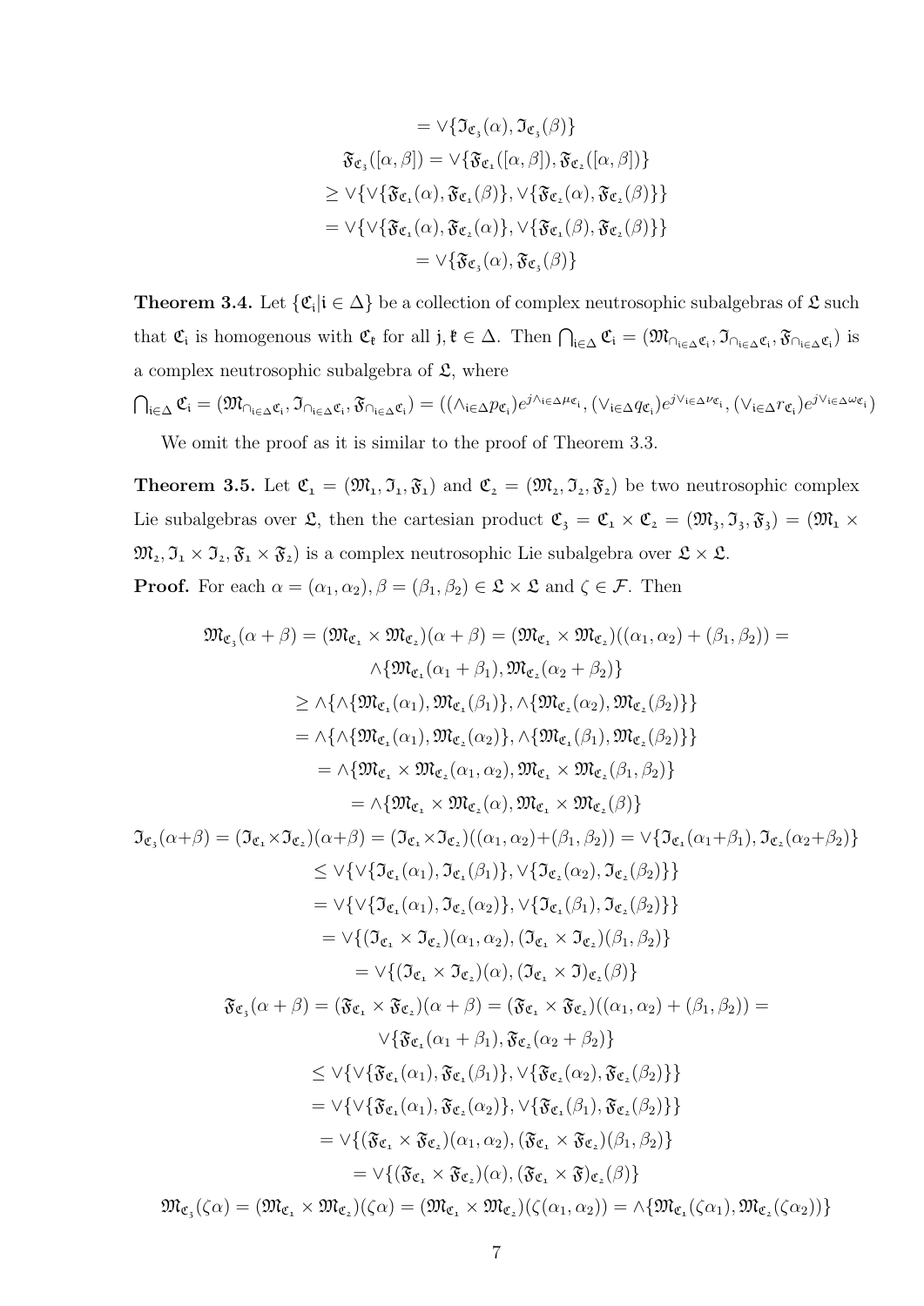$$= \vee\{\mathfrak{I}_{\mathfrak{C}_3}(\alpha), \mathfrak{I}_{\mathfrak{C}_3}(\beta)\}$$

$$\mathfrak{F}_{\mathfrak{C}_3}([\alpha, \beta]) = \vee\{\mathfrak{F}_{\mathfrak{C}_1}([\alpha, \beta]), \mathfrak{F}_{\mathfrak{C}_2}([\alpha, \beta])\}$$

$$\geq \vee\{\vee\{\mathfrak{F}_{\mathfrak{C}_1}(\alpha), \mathfrak{F}_{\mathfrak{C}_1}(\beta)\}, \vee\{\mathfrak{F}_{\mathfrak{C}_2}(\alpha), \mathfrak{F}_{\mathfrak{C}_2}(\beta)\}\}$$

$$= \vee\{\vee\{\mathfrak{F}_{\mathfrak{C}_1}(\alpha), \mathfrak{F}_{\mathfrak{C}_2}(\alpha)\}, \vee\{\mathfrak{F}_{\mathfrak{C}_1}(\beta), \mathfrak{F}_{\mathfrak{C}_2}(\beta)\}\}$$

$$= \vee\{\mathfrak{F}_{\mathfrak{C}_3}(\alpha), \mathfrak{F}_{\mathfrak{C}_3}(\beta)\}$$

**Theorem 3.4.** Let $\{\mathfrak{C}_\mathfrak{i} | \mathfrak{i} \in \Delta\}$ be a collection of complex neutrosophic subalgebras of $\mathfrak{L}$ such that $\mathfrak{C}_\mathfrak{j}$ is homogenous with $\mathfrak{C}_\mathfrak{k}$ for all $\mathfrak{j}, \mathfrak{k} \in \Delta$. Then $\bigcap_{\mathfrak{i}\in\Delta} \mathfrak{C}_\mathfrak{i} = (\mathfrak{M}_{\cap_{\mathfrak{i}\in\Delta}\mathfrak{C}_\mathfrak{i}}, \mathfrak{I}_{\cap_{\mathfrak{i}\in\Delta}\mathfrak{C}_\mathfrak{i}}, \mathfrak{F}_{\cap_{\mathfrak{i}\in\Delta}\mathfrak{C}_\mathfrak{i}})$ is a complex neutrosophic subalgebra of $\mathfrak{L}$, where

$\bigcap_{\mathfrak{i}\in\Delta} \mathfrak{C}_\mathfrak{i} = (\mathfrak{M}_{\cap_{\mathfrak{i}\in\Delta}\mathfrak{C}_\mathfrak{i}}, \mathfrak{I}_{\cap_{\mathfrak{i}\in\Delta}\mathfrak{C}_\mathfrak{i}}, \mathfrak{F}_{\cap_{\mathfrak{i}\in\Delta}\mathfrak{C}_\mathfrak{i}}) = ((\wedge_{\mathfrak{i}\in\Delta} p_{\mathfrak{C}_\mathfrak{i}}) e^{j\wedge_{\mathfrak{i}\in\Delta}\mu_{\mathfrak{C}_\mathfrak{i}}}, (\vee_{\mathfrak{i}\in\Delta} q_{\mathfrak{C}_\mathfrak{i}}) e^{j\vee_{\mathfrak{i}\in\Delta}\nu_{\mathfrak{C}_\mathfrak{i}}}, (\vee_{\mathfrak{i}\in\Delta} r_{\mathfrak{C}_\mathfrak{i}}) e^{j\vee_{\mathfrak{i}\in\Delta}\omega_{\mathfrak{C}_\mathfrak{i}}})$

We omit the proof as it is similar to the proof of Theorem 3.3.

**Theorem 3.5.** Let $\mathfrak{C}_1 = (\mathfrak{M}_1, \mathfrak{I}_1, \mathfrak{F}_1)$ and $\mathfrak{C}_2 = (\mathfrak{M}_2, \mathfrak{I}_2, \mathfrak{F}_2)$ be two neutrosophic complex Lie subalgebras over $\mathfrak{L}$, then the cartesian product $\mathfrak{C}_3 = \mathfrak{C}_1 \times \mathfrak{C}_2 = (\mathfrak{M}_3, \mathfrak{I}_3, \mathfrak{F}_3) = (\mathfrak{M}_1 \times \mathfrak{M}_2, \mathfrak{I}_1 \times \mathfrak{I}_2, \mathfrak{F}_1 \times \mathfrak{F}_2)$ is a complex neutrosophic Lie subalgebra over $\mathfrak{L} \times \mathfrak{L}$.

**Proof.** For each $\alpha = (\alpha_1, \alpha_2), \beta = (\beta_1, \beta_2) \in \mathfrak{L} \times \mathfrak{L}$ and $\zeta \in \mathcal{F}$. Then

$$\mathfrak{M}_{\mathfrak{C}_3}(\alpha + \beta) = (\mathfrak{M}_{\mathfrak{C}_1} \times \mathfrak{M}_{\mathfrak{C}_2})(\alpha + \beta) = (\mathfrak{M}_{\mathfrak{C}_1} \times \mathfrak{M}_{\mathfrak{C}_2})((\alpha_1, \alpha_2) + (\beta_1, \beta_2)) =$$

$$\wedge\{\mathfrak{M}_{\mathfrak{C}_1}(\alpha_1 + \beta_1), \mathfrak{M}_{\mathfrak{C}_2}(\alpha_2 + \beta_2)\}$$

$$\geq \wedge\{\wedge\{\mathfrak{M}_{\mathfrak{C}_1}(\alpha_1), \mathfrak{M}_{\mathfrak{C}_1}(\beta_1)\}, \wedge\{\mathfrak{M}_{\mathfrak{C}_2}(\alpha_2), \mathfrak{M}_{\mathfrak{C}_2}(\beta_2)\}\}$$

$$= \wedge\{\wedge\{\mathfrak{M}_{\mathfrak{C}_1}(\alpha_1), \mathfrak{M}_{\mathfrak{C}_2}(\alpha_2)\}, \wedge\{\mathfrak{M}_{\mathfrak{C}_1}(\beta_1), \mathfrak{M}_{\mathfrak{C}_2}(\beta_2)\}\}$$

$$= \wedge\{\mathfrak{M}_{\mathfrak{C}_1} \times \mathfrak{M}_{\mathfrak{C}_2}(\alpha_1, \alpha_2), \mathfrak{M}_{\mathfrak{C}_1} \times \mathfrak{M}_{\mathfrak{C}_2}(\beta_1, \beta_2)\}$$

$$= \wedge\{\mathfrak{M}_{\mathfrak{C}_1} \times \mathfrak{M}_{\mathfrak{C}_2}(\alpha), \mathfrak{M}_{\mathfrak{C}_1} \times \mathfrak{M}_{\mathfrak{C}_2}(\beta)\}$$

$$\mathfrak{I}_{\mathfrak{C}_3}(\alpha+\beta) = (\mathfrak{I}_{\mathfrak{C}_1} \times \mathfrak{I}_{\mathfrak{C}_2})(\alpha+\beta) = (\mathfrak{I}_{\mathfrak{C}_1} \times \mathfrak{I}_{\mathfrak{C}_2})((\alpha_1, \alpha_2)+(\beta_1, \beta_2)) = \vee\{\mathfrak{I}_{\mathfrak{C}_1}(\alpha_1+\beta_1), \mathfrak{I}_{\mathfrak{C}_2}(\alpha_2+\beta_2)\}$$

$$\leq \vee\{\vee\{\mathfrak{I}_{\mathfrak{C}_1}(\alpha_1), \mathfrak{I}_{\mathfrak{C}_1}(\beta_1)\}, \vee\{\mathfrak{I}_{\mathfrak{C}_2}(\alpha_2), \mathfrak{I}_{\mathfrak{C}_2}(\beta_2)\}\}$$

$$= \vee\{\vee\{\mathfrak{I}_{\mathfrak{C}_1}(\alpha_1), \mathfrak{I}_{\mathfrak{C}_2}(\alpha_2)\}, \vee\{\mathfrak{I}_{\mathfrak{C}_1}(\beta_1), \mathfrak{I}_{\mathfrak{C}_2}(\beta_2)\}\}$$

$$= \vee\{(\mathfrak{I}_{\mathfrak{C}_1} \times \mathfrak{I}_{\mathfrak{C}_2})(\alpha_1, \alpha_2), (\mathfrak{I}_{\mathfrak{C}_1} \times \mathfrak{I}_{\mathfrak{C}_2})(\beta_1, \beta_2)\}$$

$$= \vee\{(\mathfrak{I}_{\mathfrak{C}_1} \times \mathfrak{I}_{\mathfrak{C}_2})(\alpha), (\mathfrak{I}_{\mathfrak{C}_1} \times \mathfrak{I})_{\mathfrak{C}_2}(\beta)\}$$

$$\mathfrak{F}_{\mathfrak{C}_3}(\alpha + \beta) = (\mathfrak{F}_{\mathfrak{C}_1} \times \mathfrak{F}_{\mathfrak{C}_2})(\alpha + \beta) = (\mathfrak{F}_{\mathfrak{C}_1} \times \mathfrak{F}_{\mathfrak{C}_2})((\alpha_1, \alpha_2) + (\beta_1, \beta_2)) =$$

$$\vee\{\mathfrak{F}_{\mathfrak{C}_1}(\alpha_1 + \beta_1), \mathfrak{F}_{\mathfrak{C}_2}(\alpha_2 + \beta_2)\}$$

$$\leq \vee\{\vee\{\mathfrak{F}_{\mathfrak{C}_1}(\alpha_1), \mathfrak{F}_{\mathfrak{C}_1}(\beta_1)\}, \vee\{\mathfrak{F}_{\mathfrak{C}_2}(\alpha_2), \mathfrak{F}_{\mathfrak{C}_2}(\beta_2)\}\}$$

$$= \vee\{\vee\{\mathfrak{F}_{\mathfrak{C}_1}(\alpha_1), \mathfrak{F}_{\mathfrak{C}_2}(\alpha_2)\}, \vee\{\mathfrak{F}_{\mathfrak{C}_1}(\beta_1), \mathfrak{F}_{\mathfrak{C}_2}(\beta_2)\}\}$$

$$= \vee\{(\mathfrak{F}_{\mathfrak{C}_1} \times \mathfrak{F}_{\mathfrak{C}_2})(\alpha_1, \alpha_2), (\mathfrak{F}_{\mathfrak{C}_1} \times \mathfrak{F}_{\mathfrak{C}_2})(\beta_1, \beta_2)\}$$

$$= \vee\{(\mathfrak{F}_{\mathfrak{C}_1} \times \mathfrak{F}_{\mathfrak{C}_2})(\alpha), (\mathfrak{F}_{\mathfrak{C}_1} \times \mathfrak{F})_{\mathfrak{C}_2}(\beta)\}$$

$$\mathfrak{M}_{\mathfrak{C}_3}(\zeta\alpha) = (\mathfrak{M}_{\mathfrak{C}_1} \times \mathfrak{M}_{\mathfrak{C}_2})(\zeta\alpha) = (\mathfrak{M}_{\mathfrak{C}_1} \times \mathfrak{M}_{\mathfrak{C}_2})(\zeta(\alpha_1, \alpha_2)) = \wedge\{\mathfrak{M}_{\mathfrak{C}_1}(\zeta\alpha_1), \mathfrak{M}_{\mathfrak{C}_2}(\zeta\alpha_2))\}$$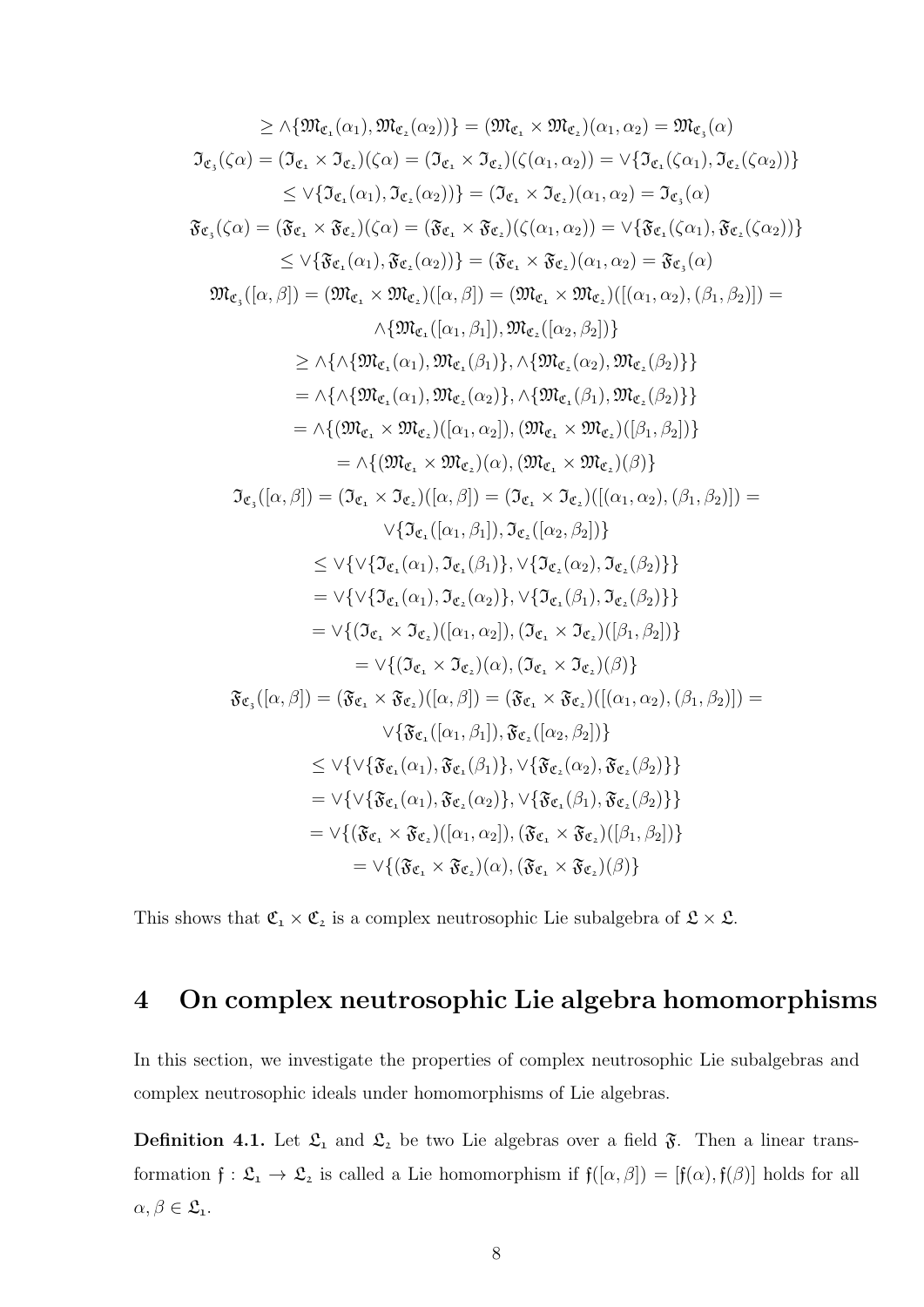$$\geq \wedge\{\mathfrak{M}_{\mathfrak{C}_1}(\alpha_1), \mathfrak{M}_{\mathfrak{C}_2}(\alpha_2))\} = (\mathfrak{M}_{\mathfrak{C}_1} \times \mathfrak{M}_{\mathfrak{C}_2})(\alpha_1, \alpha_2) = \mathfrak{M}_{\mathfrak{C}_3}(\alpha)$$

$$\mathfrak{I}_{\mathfrak{C}_3}(\zeta\alpha) = (\mathfrak{I}_{\mathfrak{C}_1} \times \mathfrak{I}_{\mathfrak{C}_2})(\zeta\alpha) = (\mathfrak{I}_{\mathfrak{C}_1} \times \mathfrak{I}_{\mathfrak{C}_2})(\zeta(\alpha_1, \alpha_2)) = \vee\{\mathfrak{I}_{\mathfrak{C}_1}(\zeta\alpha_1), \mathfrak{I}_{\mathfrak{C}_2}(\zeta\alpha_2))\}$$

$$\leq \vee\{\mathfrak{I}_{\mathfrak{C}_1}(\alpha_1), \mathfrak{I}_{\mathfrak{C}_2}(\alpha_2))\} = (\mathfrak{I}_{\mathfrak{C}_1} \times \mathfrak{I}_{\mathfrak{C}_2})(\alpha_1, \alpha_2) = \mathfrak{I}_{\mathfrak{C}_3}(\alpha)$$

$$\mathfrak{F}_{\mathfrak{C}_3}(\zeta\alpha) = (\mathfrak{F}_{\mathfrak{C}_1} \times \mathfrak{F}_{\mathfrak{C}_2})(\zeta\alpha) = (\mathfrak{F}_{\mathfrak{C}_1} \times \mathfrak{F}_{\mathfrak{C}_2})(\zeta(\alpha_1, \alpha_2)) = \vee\{\mathfrak{F}_{\mathfrak{C}_1}(\zeta\alpha_1), \mathfrak{F}_{\mathfrak{C}_2}(\zeta\alpha_2))\}$$

$$\leq \vee\{\mathfrak{F}_{\mathfrak{C}_1}(\alpha_1), \mathfrak{F}_{\mathfrak{C}_2}(\alpha_2))\} = (\mathfrak{F}_{\mathfrak{C}_1} \times \mathfrak{F}_{\mathfrak{C}_2})(\alpha_1, \alpha_2) = \mathfrak{F}_{\mathfrak{C}_3}(\alpha)$$

$$\mathfrak{M}_{\mathfrak{C}_3}([\alpha, \beta]) = (\mathfrak{M}_{\mathfrak{C}_1} \times \mathfrak{M}_{\mathfrak{C}_2})([\alpha, \beta]) = (\mathfrak{M}_{\mathfrak{C}_1} \times \mathfrak{M}_{\mathfrak{C}_2})([(\alpha_1, \alpha_2), (\beta_1, \beta_2)]) =$$
$$\wedge\{\mathfrak{M}_{\mathfrak{C}_1}([\alpha_1, \beta_1]), \mathfrak{M}_{\mathfrak{C}_2}([\alpha_2, \beta_2])\}$$
$$\geq \wedge\{\wedge\{\mathfrak{M}_{\mathfrak{C}_1}(\alpha_1), \mathfrak{M}_{\mathfrak{C}_1}(\beta_1)\}, \wedge\{\mathfrak{M}_{\mathfrak{C}_2}(\alpha_2), \mathfrak{M}_{\mathfrak{C}_2}(\beta_2)\}\}$$
$$= \wedge\{\wedge\{\mathfrak{M}_{\mathfrak{C}_1}(\alpha_1), \mathfrak{M}_{\mathfrak{C}_2}(\alpha_2)\}, \wedge\{\mathfrak{M}_{\mathfrak{C}_1}(\beta_1), \mathfrak{M}_{\mathfrak{C}_2}(\beta_2)\}\}$$
$$= \wedge\{(\mathfrak{M}_{\mathfrak{C}_1} \times \mathfrak{M}_{\mathfrak{C}_2})([\alpha_1, \alpha_2]), (\mathfrak{M}_{\mathfrak{C}_1} \times \mathfrak{M}_{\mathfrak{C}_2})([\beta_1, \beta_2])\}$$
$$= \wedge\{(\mathfrak{M}_{\mathfrak{C}_1} \times \mathfrak{M}_{\mathfrak{C}_2})(\alpha), (\mathfrak{M}_{\mathfrak{C}_1} \times \mathfrak{M}_{\mathfrak{C}_2})(\beta)\}$$

$$\mathfrak{I}_{\mathfrak{C}_3}([\alpha, \beta]) = (\mathfrak{I}_{\mathfrak{C}_1} \times \mathfrak{I}_{\mathfrak{C}_2})([\alpha, \beta]) = (\mathfrak{I}_{\mathfrak{C}_1} \times \mathfrak{I}_{\mathfrak{C}_2})([(\alpha_1, \alpha_2), (\beta_1, \beta_2)]) =$$
$$\vee\{\mathfrak{I}_{\mathfrak{C}_1}([\alpha_1, \beta_1]), \mathfrak{I}_{\mathfrak{C}_2}([\alpha_2, \beta_2])\}$$
$$\leq \vee\{\vee\{\mathfrak{I}_{\mathfrak{C}_1}(\alpha_1), \mathfrak{I}_{\mathfrak{C}_1}(\beta_1)\}, \vee\{\mathfrak{I}_{\mathfrak{C}_2}(\alpha_2), \mathfrak{I}_{\mathfrak{C}_2}(\beta_2)\}\}$$
$$= \vee\{\vee\{\mathfrak{I}_{\mathfrak{C}_1}(\alpha_1), \mathfrak{I}_{\mathfrak{C}_2}(\alpha_2)\}, \vee\{\mathfrak{I}_{\mathfrak{C}_1}(\beta_1), \mathfrak{I}_{\mathfrak{C}_2}(\beta_2)\}\}$$
$$= \vee\{(\mathfrak{I}_{\mathfrak{C}_1} \times \mathfrak{I}_{\mathfrak{C}_2})([\alpha_1, \alpha_2]), (\mathfrak{I}_{\mathfrak{C}_1} \times \mathfrak{I}_{\mathfrak{C}_2})([\beta_1, \beta_2])\}$$
$$= \vee\{(\mathfrak{I}_{\mathfrak{C}_1} \times \mathfrak{I}_{\mathfrak{C}_2})(\alpha), (\mathfrak{I}_{\mathfrak{C}_1} \times \mathfrak{I}_{\mathfrak{C}_2})(\beta)\}$$

$$\mathfrak{F}_{\mathfrak{C}_3}([\alpha, \beta]) = (\mathfrak{F}_{\mathfrak{C}_1} \times \mathfrak{F}_{\mathfrak{C}_2})([\alpha, \beta]) = (\mathfrak{F}_{\mathfrak{C}_1} \times \mathfrak{F}_{\mathfrak{C}_2})([(\alpha_1, \alpha_2), (\beta_1, \beta_2)]) =$$
$$\vee\{\mathfrak{F}_{\mathfrak{C}_1}([\alpha_1, \beta_1]), \mathfrak{F}_{\mathfrak{C}_2}([\alpha_2, \beta_2])\}$$
$$\leq \vee\{\vee\{\mathfrak{F}_{\mathfrak{C}_1}(\alpha_1), \mathfrak{F}_{\mathfrak{C}_1}(\beta_1)\}, \vee\{\mathfrak{F}_{\mathfrak{C}_2}(\alpha_2), \mathfrak{F}_{\mathfrak{C}_2}(\beta_2)\}\}$$
$$= \vee\{\vee\{\mathfrak{F}_{\mathfrak{C}_1}(\alpha_1), \mathfrak{F}_{\mathfrak{C}_2}(\alpha_2)\}, \vee\{\mathfrak{F}_{\mathfrak{C}_1}(\beta_1), \mathfrak{F}_{\mathfrak{C}_2}(\beta_2)\}\}$$
$$= \vee\{(\mathfrak{F}_{\mathfrak{C}_1} \times \mathfrak{F}_{\mathfrak{C}_2})([\alpha_1, \alpha_2]), (\mathfrak{F}_{\mathfrak{C}_1} \times \mathfrak{F}_{\mathfrak{C}_2})([\beta_1, \beta_2])\}$$
$$= \vee\{(\mathfrak{F}_{\mathfrak{C}_1} \times \mathfrak{F}_{\mathfrak{C}_2})(\alpha), (\mathfrak{F}_{\mathfrak{C}_1} \times \mathfrak{F}_{\mathfrak{C}_2})(\beta)\}$$

This shows that $\mathfrak{C}_1 \times \mathfrak{C}_2$ is a complex neutrosophic Lie subalgebra of $\mathfrak{L} \times \mathfrak{L}$.

## 4 On complex neutrosophic Lie algebra homomorphisms

In this section, we investigate the properties of complex neutrosophic Lie subalgebras and complex neutrosophic ideals under homomorphisms of Lie algebras.

**Definition 4.1.** Let $\mathfrak{L}_1$ and $\mathfrak{L}_2$ be two Lie algebras over a field $\mathfrak{F}$. Then a linear transformation $\mathfrak{f} : \mathfrak{L}_1 \to \mathfrak{L}_2$ is called a Lie homomorphism if $\mathfrak{f}([\alpha, \beta]) = [\mathfrak{f}(\alpha), \mathfrak{f}(\beta)]$ holds for all $\alpha, \beta \in \mathfrak{L}_1$.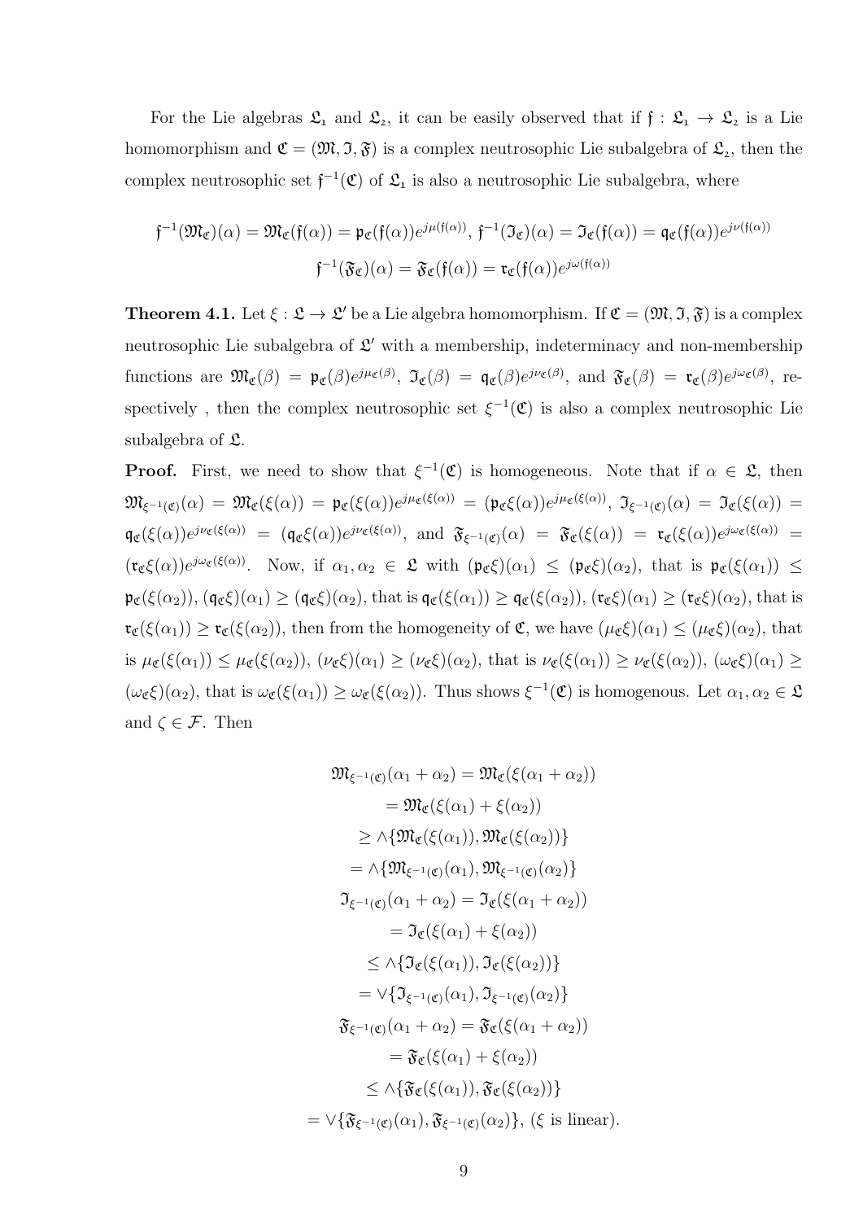For the Lie algebras $\mathfrak{L}_1$ and $\mathfrak{L}_2$, it can be easily observed that if $\mathfrak{f} : \mathfrak{L}_1 \to \mathfrak{L}_2$ is a Lie homomorphism and $\mathfrak{C} = (\mathfrak{M}, \mathfrak{I}, \mathfrak{F})$ is a complex neutrosophic Lie subalgebra of $\mathfrak{L}_2$, then the complex neutrosophic set $\mathfrak{f}^{-1}(\mathfrak{C})$ of $\mathfrak{L}_1$ is also a neutrosophic Lie subalgebra, where

$$\mathfrak{f}^{-1}(\mathfrak{M}_\mathfrak{C})(\alpha) = \mathfrak{M}_\mathfrak{C}(\mathfrak{f}(\alpha)) = \mathfrak{p}_\mathfrak{C}(\mathfrak{f}(\alpha))e^{j\mu(\mathfrak{f}(\alpha))},\ \mathfrak{f}^{-1}(\mathfrak{I}_\mathfrak{C})(\alpha) = \mathfrak{I}_\mathfrak{C}(\mathfrak{f}(\alpha)) = \mathfrak{q}_\mathfrak{C}(\mathfrak{f}(\alpha))e^{j\nu(\mathfrak{f}(\alpha))}$$
$$\mathfrak{f}^{-1}(\mathfrak{F}_\mathfrak{C})(\alpha) = \mathfrak{F}_\mathfrak{C}(\mathfrak{f}(\alpha)) = \mathfrak{r}_\mathfrak{C}(\mathfrak{f}(\alpha))e^{j\omega(\mathfrak{f}(\alpha))}$$

**Theorem 4.1.** Let $\xi : \mathfrak{L} \to \mathfrak{L}'$ be a Lie algebra homomorphism. If $\mathfrak{C} = (\mathfrak{M}, \mathfrak{I}, \mathfrak{F})$ is a complex neutrosophic Lie subalgebra of $\mathfrak{L}'$ with a membership, indeterminacy and non-membership functions are $\mathfrak{M}_\mathfrak{C}(\beta) = \mathfrak{p}_\mathfrak{C}(\beta)e^{j\mu_\mathfrak{C}(\beta)}$, $\mathfrak{I}_\mathfrak{C}(\beta) = \mathfrak{q}_\mathfrak{C}(\beta)e^{j\nu_\mathfrak{C}(\beta)}$, and $\mathfrak{F}_\mathfrak{C}(\beta) = \mathfrak{r}_\mathfrak{C}(\beta)e^{j\omega_\mathfrak{C}(\beta)}$, respectively , then the complex neutrosophic set $\xi^{-1}(\mathfrak{C})$ is also a complex neutrosophic Lie subalgebra of $\mathfrak{L}$.

**Proof.** First, we need to show that $\xi^{-1}(\mathfrak{C})$ is homogeneous. Note that if $\alpha \in \mathfrak{L}$, then $\mathfrak{M}_{\xi^{-1}(\mathfrak{C})}(\alpha) = \mathfrak{M}_\mathfrak{C}(\xi(\alpha)) = \mathfrak{p}_\mathfrak{C}(\xi(\alpha))e^{j\mu_\mathfrak{C}(\xi(\alpha))} = (\mathfrak{p}_\mathfrak{C}\xi(\alpha))e^{j\mu_\mathfrak{C}(\xi(\alpha))}$, $\mathfrak{I}_{\xi^{-1}(\mathfrak{C})}(\alpha) = \mathfrak{I}_\mathfrak{C}(\xi(\alpha)) = \mathfrak{q}_\mathfrak{C}(\xi(\alpha))e^{j\nu_\mathfrak{C}(\xi(\alpha))} = (\mathfrak{q}_\mathfrak{C}\xi(\alpha))e^{j\nu_\mathfrak{C}(\xi(\alpha))}$, and $\mathfrak{F}_{\xi^{-1}(\mathfrak{C})}(\alpha) = \mathfrak{F}_\mathfrak{C}(\xi(\alpha)) = \mathfrak{r}_\mathfrak{C}(\xi(\alpha))e^{j\omega_\mathfrak{C}(\xi(\alpha))} = (\mathfrak{r}_\mathfrak{C}\xi(\alpha))e^{j\omega_\mathfrak{C}(\xi(\alpha))}$. Now, if $\alpha_1, \alpha_2 \in \mathfrak{L}$ with $(\mathfrak{p}_\mathfrak{C}\xi)(\alpha_1) \leq (\mathfrak{p}_\mathfrak{C}\xi)(\alpha_2)$, that is $\mathfrak{p}_\mathfrak{C}(\xi(\alpha_1)) \leq \mathfrak{p}_\mathfrak{C}(\xi(\alpha_2))$, $(\mathfrak{q}_\mathfrak{C}\xi)(\alpha_1) \geq (\mathfrak{q}_\mathfrak{C}\xi)(\alpha_2)$, that is $\mathfrak{q}_\mathfrak{C}(\xi(\alpha_1)) \geq \mathfrak{q}_\mathfrak{C}(\xi(\alpha_2))$, $(\mathfrak{r}_\mathfrak{C}\xi)(\alpha_1) \geq (\mathfrak{r}_\mathfrak{C}\xi)(\alpha_2)$, that is $\mathfrak{r}_\mathfrak{C}(\xi(\alpha_1)) \geq \mathfrak{r}_\mathfrak{C}(\xi(\alpha_2))$, then from the homogeneity of $\mathfrak{C}$, we have $(\mu_\mathfrak{C}\xi)(\alpha_1) \leq (\mu_\mathfrak{C}\xi)(\alpha_2)$, that is $\mu_\mathfrak{C}(\xi(\alpha_1)) \leq \mu_\mathfrak{C}(\xi(\alpha_2))$, $(\nu_\mathfrak{C}\xi)(\alpha_1) \geq (\nu_\mathfrak{C}\xi)(\alpha_2)$, that is $\nu_\mathfrak{C}(\xi(\alpha_1)) \geq \nu_\mathfrak{C}(\xi(\alpha_2))$, $(\omega_\mathfrak{C}\xi)(\alpha_1) \geq (\omega_\mathfrak{C}\xi)(\alpha_2)$, that is $\omega_\mathfrak{C}(\xi(\alpha_1)) \geq \omega_\mathfrak{C}(\xi(\alpha_2))$. Thus shows $\xi^{-1}(\mathfrak{C})$ is homogenous. Let $\alpha_1, \alpha_2 \in \mathfrak{L}$ and $\zeta \in \mathcal{F}$. Then

$$\begin{aligned}
\mathfrak{M}_{\xi^{-1}(\mathfrak{C})}(\alpha_1 + \alpha_2) &= \mathfrak{M}_\mathfrak{C}(\xi(\alpha_1 + \alpha_2)) \\
&= \mathfrak{M}_\mathfrak{C}(\xi(\alpha_1) + \xi(\alpha_2)) \\
&\geq \wedge\{\mathfrak{M}_\mathfrak{C}(\xi(\alpha_1)), \mathfrak{M}_\mathfrak{C}(\xi(\alpha_2))\} \\
&= \wedge\{\mathfrak{M}_{\xi^{-1}(\mathfrak{C})}(\alpha_1), \mathfrak{M}_{\xi^{-1}(\mathfrak{C})}(\alpha_2)\} \\
\mathfrak{I}_{\xi^{-1}(\mathfrak{C})}(\alpha_1 + \alpha_2) &= \mathfrak{I}_\mathfrak{C}(\xi(\alpha_1 + \alpha_2)) \\
&= \mathfrak{I}_\mathfrak{C}(\xi(\alpha_1) + \xi(\alpha_2)) \\
&\leq \wedge\{\mathfrak{I}_\mathfrak{C}(\xi(\alpha_1)), \mathfrak{I}_\mathfrak{C}(\xi(\alpha_2))\} \\
&= \vee\{\mathfrak{I}_{\xi^{-1}(\mathfrak{C})}(\alpha_1), \mathfrak{I}_{\xi^{-1}(\mathfrak{C})}(\alpha_2)\} \\
\mathfrak{F}_{\xi^{-1}(\mathfrak{C})}(\alpha_1 + \alpha_2) &= \mathfrak{F}_\mathfrak{C}(\xi(\alpha_1 + \alpha_2)) \\
&= \mathfrak{F}_\mathfrak{C}(\xi(\alpha_1) + \xi(\alpha_2)) \\
&\leq \wedge\{\mathfrak{F}_\mathfrak{C}(\xi(\alpha_1)), \mathfrak{F}_\mathfrak{C}(\xi(\alpha_2))\} \\
&= \vee\{\mathfrak{F}_{\xi^{-1}(\mathfrak{C})}(\alpha_1), \mathfrak{F}_{\xi^{-1}(\mathfrak{C})}(\alpha_2)\},\ (\xi \text{ is linear}).
\end{aligned}$$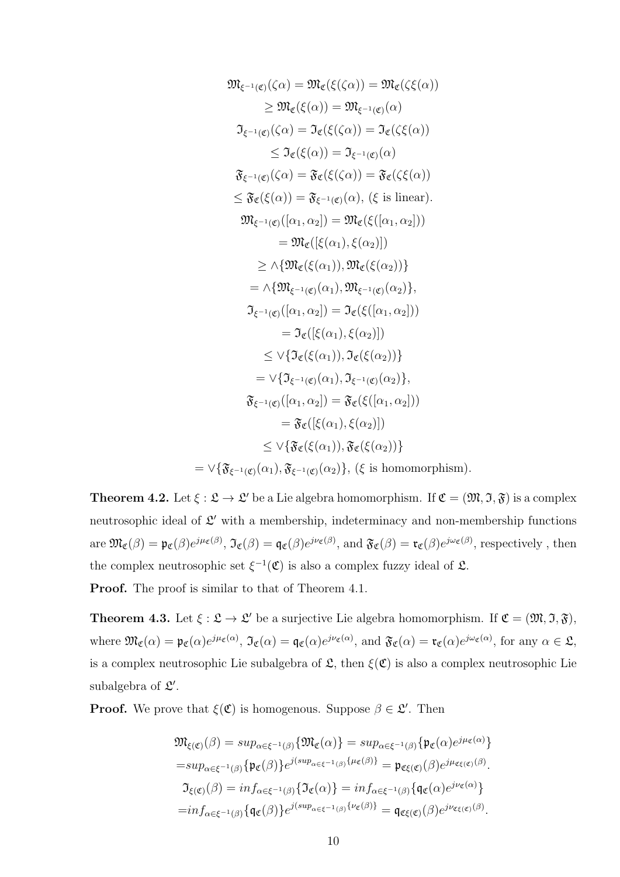$$\mathfrak{M}_{\xi^{-1}(\mathfrak{C})}(\zeta\alpha) = \mathfrak{M}_{\mathfrak{C}}(\xi(\zeta\alpha)) = \mathfrak{M}_{\mathfrak{C}}(\zeta\xi(\alpha))$$
$$\geq \mathfrak{M}_{\mathfrak{C}}(\xi(\alpha)) = \mathfrak{M}_{\xi^{-1}(\mathfrak{C})}(\alpha)$$
$$\mathfrak{I}_{\xi^{-1}(\mathfrak{C})}(\zeta\alpha) = \mathfrak{I}_{\mathfrak{C}}(\xi(\zeta\alpha)) = \mathfrak{I}_{\mathfrak{C}}(\zeta\xi(\alpha))$$
$$\leq \mathfrak{I}_{\mathfrak{C}}(\xi(\alpha)) = \mathfrak{I}_{\xi^{-1}(\mathfrak{C})}(\alpha)$$
$$\mathfrak{F}_{\xi^{-1}(\mathfrak{C})}(\zeta\alpha) = \mathfrak{F}_{\mathfrak{C}}(\xi(\zeta\alpha)) = \mathfrak{F}_{\mathfrak{C}}(\zeta\xi(\alpha))$$
$$\leq \mathfrak{F}_{\mathfrak{C}}(\xi(\alpha)) = \mathfrak{F}_{\xi^{-1}(\mathfrak{C})}(\alpha), \text{ ($\xi$ is linear).}$$
$$\mathfrak{M}_{\xi^{-1}(\mathfrak{C})}([\alpha_1, \alpha_2]) = \mathfrak{M}_{\mathfrak{C}}(\xi([\alpha_1, \alpha_2]))$$
$$= \mathfrak{M}_{\mathfrak{C}}([\xi(\alpha_1), \xi(\alpha_2)])$$
$$\geq \wedge\{\mathfrak{M}_{\mathfrak{C}}(\xi(\alpha_1)), \mathfrak{M}_{\mathfrak{C}}(\xi(\alpha_2))\}$$
$$= \wedge\{\mathfrak{M}_{\xi^{-1}(\mathfrak{C})}(\alpha_1), \mathfrak{M}_{\xi^{-1}(\mathfrak{C})}(\alpha_2)\},$$
$$\mathfrak{I}_{\xi^{-1}(\mathfrak{C})}([\alpha_1, \alpha_2]) = \mathfrak{I}_{\mathfrak{C}}(\xi([\alpha_1, \alpha_2]))$$
$$= \mathfrak{I}_{\mathfrak{C}}([\xi(\alpha_1), \xi(\alpha_2)])$$
$$\leq \vee\{\mathfrak{I}_{\mathfrak{C}}(\xi(\alpha_1)), \mathfrak{I}_{\mathfrak{C}}(\xi(\alpha_2))\}$$
$$= \vee\{\mathfrak{I}_{\xi^{-1}(\mathfrak{C})}(\alpha_1), \mathfrak{I}_{\xi^{-1}(\mathfrak{C})}(\alpha_2)\},$$
$$\mathfrak{F}_{\xi^{-1}(\mathfrak{C})}([\alpha_1, \alpha_2]) = \mathfrak{F}_{\mathfrak{C}}(\xi([\alpha_1, \alpha_2]))$$
$$= \mathfrak{F}_{\mathfrak{C}}([\xi(\alpha_1), \xi(\alpha_2)])$$
$$\leq \vee\{\mathfrak{F}_{\mathfrak{C}}(\xi(\alpha_1)), \mathfrak{F}_{\mathfrak{C}}(\xi(\alpha_2))\}$$
$$= \vee\{\mathfrak{F}_{\xi^{-1}(\mathfrak{C})}(\alpha_1), \mathfrak{F}_{\xi^{-1}(\mathfrak{C})}(\alpha_2)\}, \text{ ($\xi$ is homomorphism).}$$

**Theorem 4.2.** Let $\xi : \mathfrak{L} \to \mathfrak{L}'$ be a Lie algebra homomorphism. If $\mathfrak{C} = (\mathfrak{M}, \mathfrak{I}, \mathfrak{F})$ is a complex neutrosophic ideal of $\mathfrak{L}'$ with a membership, indeterminacy and non-membership functions are $\mathfrak{M}_{\mathfrak{C}}(\beta) = \mathfrak{p}_{\mathfrak{C}}(\beta)e^{j\mu_{\mathfrak{C}}(\beta)}$, $\mathfrak{I}_{\mathfrak{C}}(\beta) = \mathfrak{q}_{\mathfrak{C}}(\beta)e^{j\nu_{\mathfrak{C}}(\beta)}$, and $\mathfrak{F}_{\mathfrak{C}}(\beta) = \mathfrak{r}_{\mathfrak{C}}(\beta)e^{j\omega_{\mathfrak{C}}(\beta)}$, respectively , then the complex neutrosophic set $\xi^{-1}(\mathfrak{C})$ is also a complex fuzzy ideal of $\mathfrak{L}$.

**Proof.** The proof is similar to that of Theorem 4.1.

**Theorem 4.3.** Let $\xi : \mathfrak{L} \to \mathfrak{L}'$ be a surjective Lie algebra homomorphism. If $\mathfrak{C} = (\mathfrak{M}, \mathfrak{I}, \mathfrak{F})$, where $\mathfrak{M}_{\mathfrak{C}}(\alpha) = \mathfrak{p}_{\mathfrak{C}}(\alpha)e^{j\mu_{\mathfrak{C}}(\alpha)}$, $\mathfrak{I}_{\mathfrak{C}}(\alpha) = \mathfrak{q}_{\mathfrak{C}}(\alpha)e^{j\nu_{\mathfrak{C}}(\alpha)}$, and $\mathfrak{F}_{\mathfrak{C}}(\alpha) = \mathfrak{r}_{\mathfrak{C}}(\alpha)e^{j\omega_{\mathfrak{C}}(\alpha)}$, for any $\alpha \in \mathfrak{L}$, is a complex neutrosophic Lie subalgebra of $\mathfrak{L}$, then $\xi(\mathfrak{C})$ is also a complex neutrosophic Lie subalgebra of $\mathfrak{L}'$.

**Proof.** We prove that $\xi(\mathfrak{C})$ is homogenous. Suppose $\beta \in \mathfrak{L}'$. Then

$$\mathfrak{M}_{\xi(\mathfrak{C})}(\beta) = sup_{\alpha\in\xi^{-1}(\beta)}\{\mathfrak{M}_{\mathfrak{C}}(\alpha)\} = sup_{\alpha\in\xi^{-1}(\beta)}\{\mathfrak{p}_{\mathfrak{C}}(\alpha)e^{j\mu_{\mathfrak{C}}(\alpha)}\}$$
$$= sup_{\alpha\in\xi^{-1}(\beta)}\{\mathfrak{p}_{\mathfrak{C}}(\beta)\}e^{j(sup_{\alpha\in\xi^{-1}(\beta)}\{\mu_{\mathfrak{C}}(\beta)\}} = \mathfrak{p}_{\mathfrak{C}\xi(\mathfrak{C})}(\beta)e^{j\mu_{\mathfrak{C}\xi(\mathfrak{C})}(\beta)}.$$
$$\mathfrak{I}_{\xi(\mathfrak{C})}(\beta) = inf_{\alpha\in\xi^{-1}(\beta)}\{\mathfrak{I}_{\mathfrak{C}}(\alpha)\} = inf_{\alpha\in\xi^{-1}(\beta)}\{\mathfrak{q}_{\mathfrak{C}}(\alpha)e^{j\nu_{\mathfrak{C}}(\alpha)}\}$$
$$= inf_{\alpha\in\xi^{-1}(\beta)}\{\mathfrak{q}_{\mathfrak{C}}(\beta)\}e^{j(sup_{\alpha\in\xi^{-1}(\beta)}\{\nu_{\mathfrak{C}}(\beta)\}} = \mathfrak{q}_{\mathfrak{C}\xi(\mathfrak{C})}(\beta)e^{j\nu_{\mathfrak{C}\xi(\mathfrak{C})}(\beta)}.$$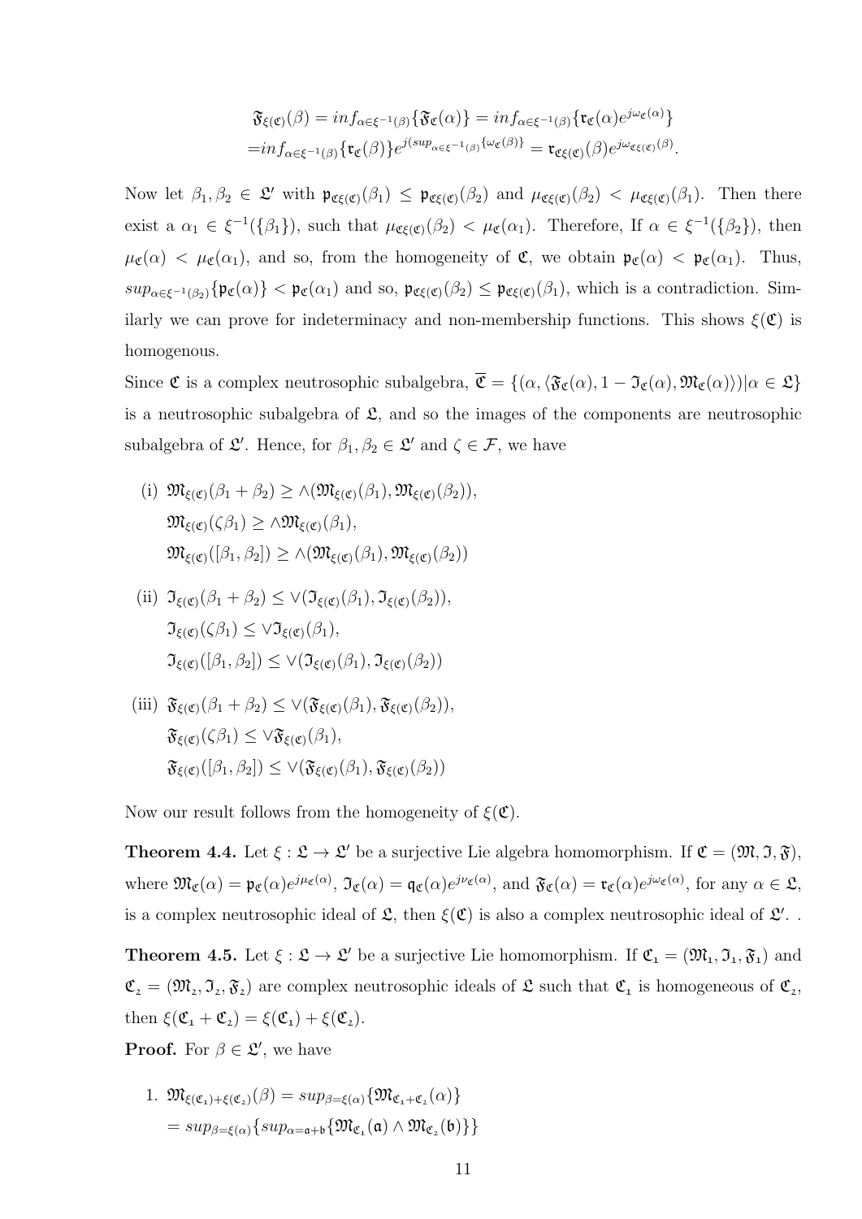$$\mathfrak{F}_{\xi(\mathfrak{C})}(\beta) = inf_{\alpha\in\xi^{-1}(\beta)}\{\mathfrak{F}_{\mathfrak{C}}(\alpha)\} = inf_{\alpha\in\xi^{-1}(\beta)}\{\mathfrak{r}_{\mathfrak{C}}(\alpha)e^{j\omega_{\mathfrak{C}}(\alpha)}\}$$
$$= inf_{\alpha\in\xi^{-1}(\beta)}\{\mathfrak{r}_{\mathfrak{C}}(\beta)\}e^{j(sup_{\alpha\in\xi^{-1}(\beta)}\{\omega_{\mathfrak{C}}(\beta)\}} = \mathfrak{r}_{\mathfrak{C}\xi(\mathfrak{C})}(\beta)e^{j\omega_{\mathfrak{C}\xi(\mathfrak{C})}(\beta)}.$$

Now let $\beta_1, \beta_2 \in \mathfrak{L}'$ with $\mathfrak{p}_{\mathfrak{C}\xi(\mathfrak{C})}(\beta_1) \leq \mathfrak{p}_{\mathfrak{C}\xi(\mathfrak{C})}(\beta_2)$ and $\mu_{\mathfrak{C}\xi(\mathfrak{C})}(\beta_2) < \mu_{\mathfrak{C}\xi(\mathfrak{C})}(\beta_1)$. Then there exist a $\alpha_1 \in \xi^{-1}(\{\beta_1\})$, such that $\mu_{\mathfrak{C}\xi(\mathfrak{C})}(\beta_2) < \mu_{\mathfrak{C}}(\alpha_1)$. Therefore, If $\alpha \in \xi^{-1}(\{\beta_2\})$, then $\mu_{\mathfrak{C}}(\alpha) < \mu_{\mathfrak{C}}(\alpha_1)$, and so, from the homogeneity of $\mathfrak{C}$, we obtain $\mathfrak{p}_{\mathfrak{C}}(\alpha) < \mathfrak{p}_{\mathfrak{C}}(\alpha_1)$. Thus, $sup_{\alpha\in\xi^{-1}(\beta_2)}\{\mathfrak{p}_{\mathfrak{C}}(\alpha)\} < \mathfrak{p}_{\mathfrak{C}}(\alpha_1)$ and so, $\mathfrak{p}_{\mathfrak{C}\xi(\mathfrak{C})}(\beta_2) \leq \mathfrak{p}_{\mathfrak{C}\xi(\mathfrak{C})}(\beta_1)$, which is a contradiction. Similarly we can prove for indeterminacy and non-membership functions. This shows $\xi(\mathfrak{C})$ is homogenous.

Since $\mathfrak{C}$ is a complex neutrosophic subalgebra, $\overline{\mathfrak{C}} = \{(\alpha, \langle\mathfrak{F}_{\mathfrak{C}}(\alpha), 1 - \mathfrak{I}_{\mathfrak{C}}(\alpha), \mathfrak{M}_{\mathfrak{C}}(\alpha)\rangle)|\alpha \in \mathfrak{L}\}$ is a neutrosophic subalgebra of $\mathfrak{L}$, and so the images of the components are neutrosophic subalgebra of $\mathfrak{L}'$. Hence, for $\beta_1, \beta_2 \in \mathfrak{L}'$ and $\zeta \in \mathcal{F}$, we have

(i) $\mathfrak{M}_{\xi(\mathfrak{C})}(\beta_1 + \beta_2) \geq \wedge(\mathfrak{M}_{\xi(\mathfrak{C})}(\beta_1), \mathfrak{M}_{\xi(\mathfrak{C})}(\beta_2))$,
$\mathfrak{M}_{\xi(\mathfrak{C})}(\zeta\beta_1) \geq \wedge\mathfrak{M}_{\xi(\mathfrak{C})}(\beta_1)$,
$\mathfrak{M}_{\xi(\mathfrak{C})}([\beta_1, \beta_2]) \geq \wedge(\mathfrak{M}_{\xi(\mathfrak{C})}(\beta_1), \mathfrak{M}_{\xi(\mathfrak{C})}(\beta_2))$

(ii) $\mathfrak{I}_{\xi(\mathfrak{C})}(\beta_1 + \beta_2) \leq \vee(\mathfrak{I}_{\xi(\mathfrak{C})}(\beta_1), \mathfrak{I}_{\xi(\mathfrak{C})}(\beta_2))$,
$\mathfrak{I}_{\xi(\mathfrak{C})}(\zeta\beta_1) \leq \vee\mathfrak{I}_{\xi(\mathfrak{C})}(\beta_1)$,
$\mathfrak{I}_{\xi(\mathfrak{C})}([\beta_1, \beta_2]) \leq \vee(\mathfrak{I}_{\xi(\mathfrak{C})}(\beta_1), \mathfrak{I}_{\xi(\mathfrak{C})}(\beta_2))$

(iii) $\mathfrak{F}_{\xi(\mathfrak{C})}(\beta_1 + \beta_2) \leq \vee(\mathfrak{F}_{\xi(\mathfrak{C})}(\beta_1), \mathfrak{F}_{\xi(\mathfrak{C})}(\beta_2))$,
$\mathfrak{F}_{\xi(\mathfrak{C})}(\zeta\beta_1) \leq \vee\mathfrak{F}_{\xi(\mathfrak{C})}(\beta_1)$,
$\mathfrak{F}_{\xi(\mathfrak{C})}([\beta_1, \beta_2]) \leq \vee(\mathfrak{F}_{\xi(\mathfrak{C})}(\beta_1), \mathfrak{F}_{\xi(\mathfrak{C})}(\beta_2))$

Now our result follows from the homogeneity of $\xi(\mathfrak{C})$.

**Theorem 4.4.** Let $\xi : \mathfrak{L} \to \mathfrak{L}'$ be a surjective Lie algebra homomorphism. If $\mathfrak{C} = (\mathfrak{M}, \mathfrak{I}, \mathfrak{F})$, where $\mathfrak{M}_{\mathfrak{C}}(\alpha) = \mathfrak{p}_{\mathfrak{C}}(\alpha)e^{j\mu_{\mathfrak{C}}(\alpha)}$, $\mathfrak{I}_{\mathfrak{C}}(\alpha) = \mathfrak{q}_{\mathfrak{C}}(\alpha)e^{j\nu_{\mathfrak{C}}(\alpha)}$, and $\mathfrak{F}_{\mathfrak{C}}(\alpha) = \mathfrak{r}_{\mathfrak{C}}(\alpha)e^{j\omega_{\mathfrak{C}}(\alpha)}$, for any $\alpha \in \mathfrak{L}$, is a complex neutrosophic ideal of $\mathfrak{L}$, then $\xi(\mathfrak{C})$ is also a complex neutrosophic ideal of $\mathfrak{L}'$. .

**Theorem 4.5.** Let $\xi : \mathfrak{L} \to \mathfrak{L}'$ be a surjective Lie homomorphism. If $\mathfrak{C}_1 = (\mathfrak{M}_1, \mathfrak{I}_1, \mathfrak{F}_1)$ and $\mathfrak{C}_2 = (\mathfrak{M}_2, \mathfrak{I}_2, \mathfrak{F}_2)$ are complex neutrosophic ideals of $\mathfrak{L}$ such that $\mathfrak{C}_1$ is homogeneous of $\mathfrak{C}_2$, then $\xi(\mathfrak{C}_1 + \mathfrak{C}_2) = \xi(\mathfrak{C}_1) + \xi(\mathfrak{C}_2)$.

**Proof.** For $\beta \in \mathfrak{L}'$, we have

1. $\mathfrak{M}_{\xi(\mathfrak{C}_1)+\xi(\mathfrak{C}_2)}(\beta) = sup_{\beta=\xi(\alpha)}\{\mathfrak{M}_{\mathfrak{C}_1+\mathfrak{C}_2}(\alpha)\}$
$= sup_{\beta=\xi(\alpha)}\{sup_{\alpha=\mathfrak{a}+\mathfrak{b}}\{\mathfrak{M}_{\mathfrak{C}_1}(\mathfrak{a}) \wedge \mathfrak{M}_{\mathfrak{C}_2}(\mathfrak{b})\}\}$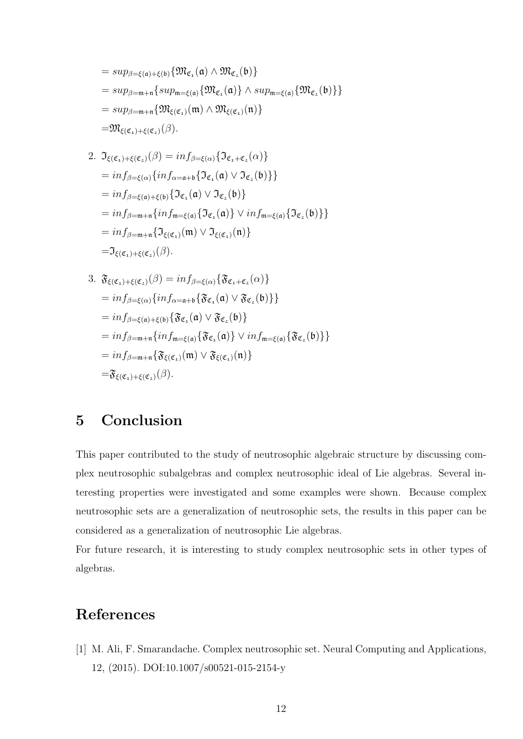$= sup_{\beta=\xi(\mathfrak{a})+\xi(\mathfrak{b})}\{\mathfrak{M}_{\mathfrak{C}_1}(\mathfrak{a}) \wedge \mathfrak{M}_{\mathfrak{C}_2}(\mathfrak{b})\}$

$= sup_{\beta=\mathfrak{m}+\mathfrak{n}}\{sup_{\mathfrak{m}=\xi(\mathfrak{a})}\{\mathfrak{M}_{\mathfrak{C}_1}(\mathfrak{a})\} \wedge sup_{\mathfrak{m}=\xi(\mathfrak{a})}\{\mathfrak{M}_{\mathfrak{C}_2}(\mathfrak{b})\}\}$

$= sup_{\beta=\mathfrak{m}+\mathfrak{n}}\{\mathfrak{M}_{\xi(\mathfrak{C}_1)}(\mathfrak{m}) \wedge \mathfrak{M}_{\xi(\mathfrak{C}_1)}(\mathfrak{n})\}$

$=\mathfrak{M}_{\xi(\mathfrak{C}_1)+\xi(\mathfrak{C}_2)}(\beta).$

2. $\mathfrak{I}_{\xi(\mathfrak{C}_1)+\xi(\mathfrak{C}_2)}(\beta) = inf_{\beta=\xi(\alpha)}\{\mathfrak{I}_{\mathfrak{C}_1+\mathfrak{C}_2}(\alpha)\}$

$= inf_{\beta=\xi(\alpha)}\{inf_{\alpha=\mathfrak{a}+\mathfrak{b}}\{\mathfrak{I}_{\mathfrak{C}_1}(\mathfrak{a}) \vee \mathfrak{I}_{\mathfrak{C}_2}(\mathfrak{b})\}\}$

$= inf_{\beta=\xi(\mathfrak{a})+\xi(\mathfrak{b})}\{\mathfrak{I}_{\mathfrak{C}_1}(\mathfrak{a}) \vee \mathfrak{I}_{\mathfrak{C}_2}(\mathfrak{b})\}$

$= inf_{\beta=\mathfrak{m}+\mathfrak{n}}\{inf_{\mathfrak{m}=\xi(\mathfrak{a})}\{\mathfrak{I}_{\mathfrak{C}_1}(\mathfrak{a})\} \vee inf_{\mathfrak{m}=\xi(\mathfrak{a})}\{\mathfrak{I}_{\mathfrak{C}_2}(\mathfrak{b})\}\}$

$= inf_{\beta=\mathfrak{m}+\mathfrak{n}}\{\mathfrak{I}_{\xi(\mathfrak{C}_1)}(\mathfrak{m}) \vee \mathfrak{I}_{\xi(\mathfrak{C}_1)}(\mathfrak{n})\}$

$=\mathfrak{I}_{\xi(\mathfrak{C}_1)+\xi(\mathfrak{C}_2)}(\beta).$

3. $\mathfrak{F}_{\xi(\mathfrak{C}_1)+\xi(\mathfrak{C}_2)}(\beta) = inf_{\beta=\xi(\alpha)}\{\mathfrak{F}_{\mathfrak{C}_1+\mathfrak{C}_2}(\alpha)\}$

$= inf_{\beta=\xi(\alpha)}\{inf_{\alpha=\mathfrak{a}+\mathfrak{b}}\{\mathfrak{F}_{\mathfrak{C}_1}(\mathfrak{a}) \vee \mathfrak{F}_{\mathfrak{C}_2}(\mathfrak{b})\}\}$

$= inf_{\beta=\xi(\mathfrak{a})+\xi(\mathfrak{b})}\{\mathfrak{F}_{\mathfrak{C}_1}(\mathfrak{a}) \vee \mathfrak{F}_{\mathfrak{C}_2}(\mathfrak{b})\}$

$= inf_{\beta=\mathfrak{m}+\mathfrak{n}}\{inf_{\mathfrak{m}=\xi(\mathfrak{a})}\{\mathfrak{F}_{\mathfrak{C}_1}(\mathfrak{a})\} \vee inf_{\mathfrak{m}=\xi(\mathfrak{a})}\{\mathfrak{F}_{\mathfrak{C}_2}(\mathfrak{b})\}\}$

$= inf_{\beta=\mathfrak{m}+\mathfrak{n}}\{\mathfrak{F}_{\xi(\mathfrak{C}_1)}(\mathfrak{m}) \vee \mathfrak{F}_{\xi(\mathfrak{C}_1)}(\mathfrak{n})\}$

$=\mathfrak{F}_{\xi(\mathfrak{C}_1)+\xi(\mathfrak{C}_2)}(\beta).$

## 5 Conclusion

This paper contributed to the study of neutrosophic algebraic structure by discussing complex neutrosophic subalgebras and complex neutrosophic ideal of Lie algebras. Several interesting properties were investigated and some examples were shown. Because complex neutrosophic sets are a generalization of neutrosophic sets, the results in this paper can be considered as a generalization of neutrosophic Lie algebras.

For future research, it is interesting to study complex neutrosophic sets in other types of algebras.

## References

[1] M. Ali, F. Smarandache. Complex neutrosophic set. Neural Computing and Applications, 12, (2015). DOI:10.1007/s00521-015-2154-y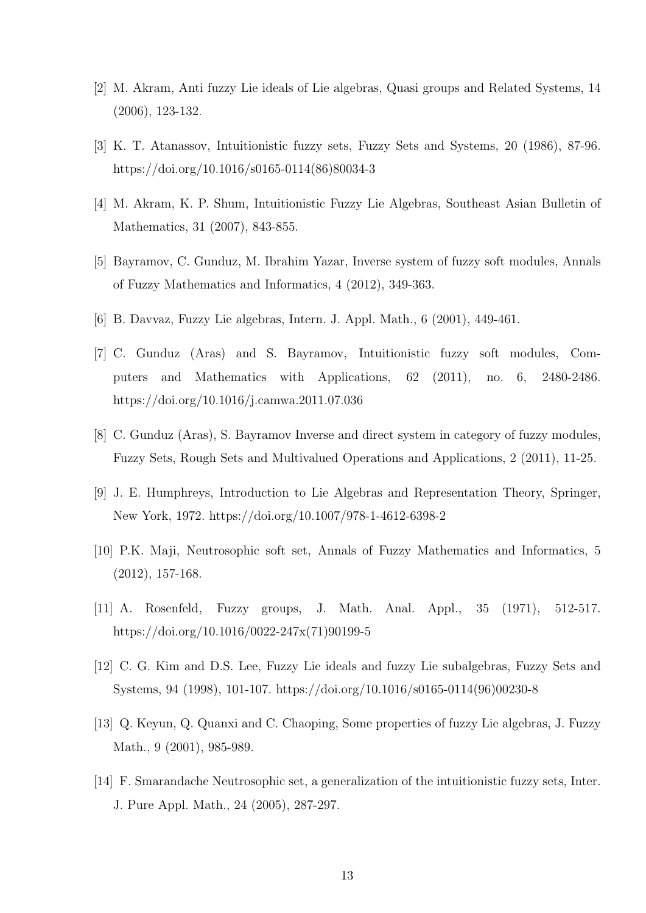[2] M. Akram, Anti fuzzy Lie ideals of Lie algebras, Quasi groups and Related Systems, 14 (2006), 123-132.

[3] K. T. Atanassov, Intuitionistic fuzzy sets, Fuzzy Sets and Systems, 20 (1986), 87-96. https://doi.org/10.1016/s0165-0114(86)80034-3

[4] M. Akram, K. P. Shum, Intuitionistic Fuzzy Lie Algebras, Southeast Asian Bulletin of Mathematics, 31 (2007), 843-855.

[5] Bayramov, C. Gunduz, M. Ibrahim Yazar, Inverse system of fuzzy soft modules, Annals of Fuzzy Mathematics and Informatics, 4 (2012), 349-363.

[6] B. Davvaz, Fuzzy Lie algebras, Intern. J. Appl. Math., 6 (2001), 449-461.

[7] C. Gunduz (Aras) and S. Bayramov, Intuitionistic fuzzy soft modules, Computers and Mathematics with Applications, 62 (2011), no. 6, 2480-2486. https://doi.org/10.1016/j.camwa.2011.07.036

[8] C. Gunduz (Aras), S. Bayramov Inverse and direct system in category of fuzzy modules, Fuzzy Sets, Rough Sets and Multivalued Operations and Applications, 2 (2011), 11-25.

[9] J. E. Humphreys, Introduction to Lie Algebras and Representation Theory, Springer, New York, 1972. https://doi.org/10.1007/978-1-4612-6398-2

[10] P.K. Maji, Neutrosophic soft set, Annals of Fuzzy Mathematics and Informatics, 5 (2012), 157-168.

[11] A. Rosenfeld, Fuzzy groups, J. Math. Anal. Appl., 35 (1971), 512-517. https://doi.org/10.1016/0022-247x(71)90199-5

[12] C. G. Kim and D.S. Lee, Fuzzy Lie ideals and fuzzy Lie subalgebras, Fuzzy Sets and Systems, 94 (1998), 101-107. https://doi.org/10.1016/s0165-0114(96)00230-8

[13] Q. Keyun, Q. Quanxi and C. Chaoping, Some properties of fuzzy Lie algebras, J. Fuzzy Math., 9 (2001), 985-989.

[14] F. Smarandache Neutrosophic set, a generalization of the intuitionistic fuzzy sets, Inter. J. Pure Appl. Math., 24 (2005), 287-297.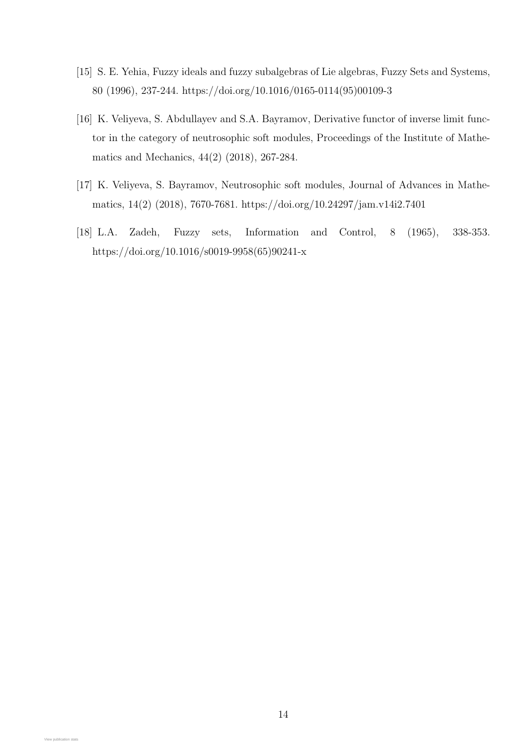[15] S. E. Yehia, Fuzzy ideals and fuzzy subalgebras of Lie algebras, Fuzzy Sets and Systems, 80 (1996), 237-244. https://doi.org/10.1016/0165-0114(95)00109-3

[16] K. Veliyeva, S. Abdullayev and S.A. Bayramov, Derivative functor of inverse limit functor in the category of neutrosophic soft modules, Proceedings of the Institute of Mathematics and Mechanics, 44(2) (2018), 267-284.

[17] K. Veliyeva, S. Bayramov, Neutrosophic soft modules, Journal of Advances in Mathematics, 14(2) (2018), 7670-7681. https://doi.org/10.24297/jam.v14i2.7401

[18] L.A. Zadeh, Fuzzy sets, Information and Control, 8 (1965), 338-353. https://doi.org/10.1016/s0019-9958(65)90241-x